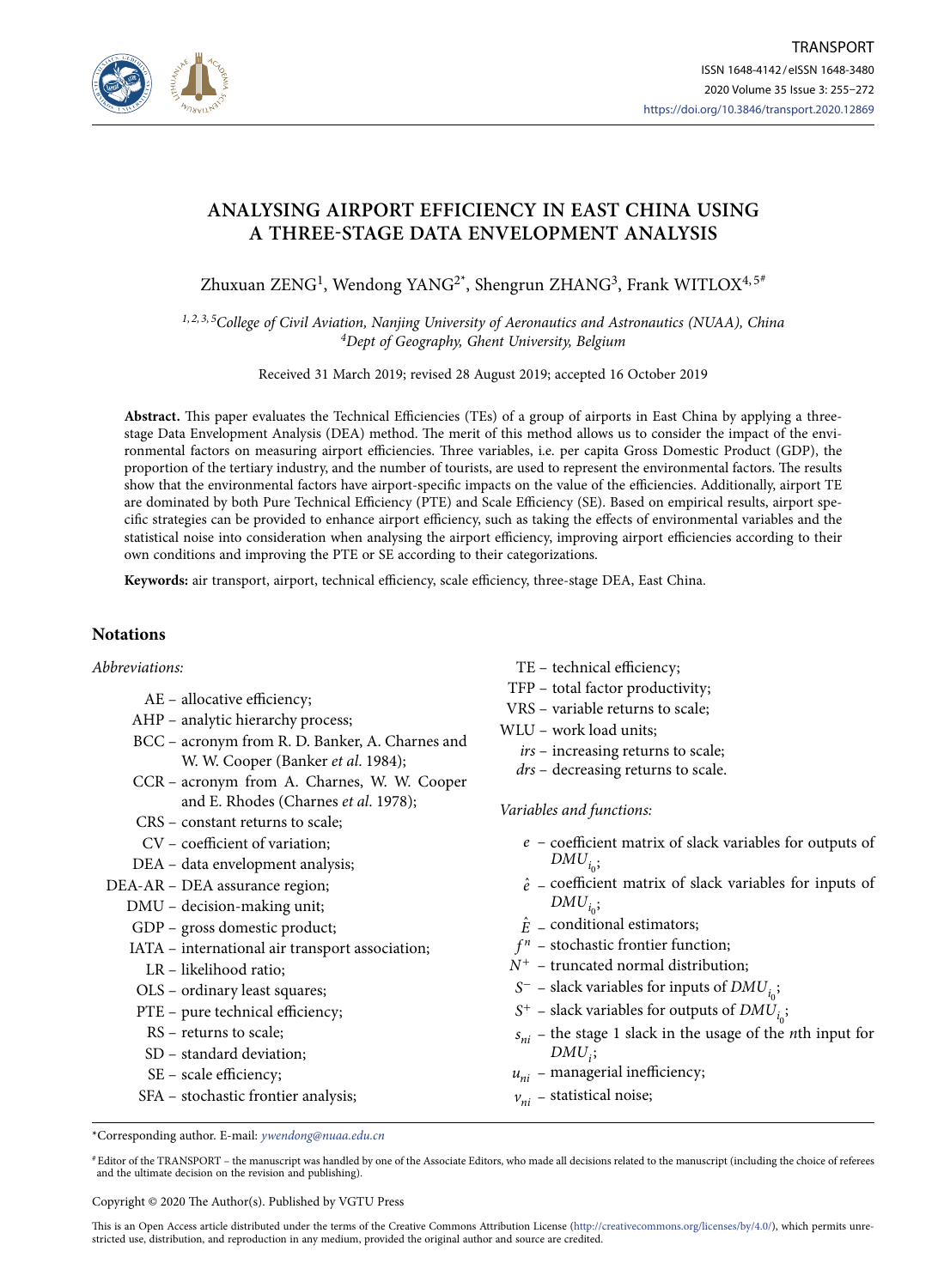# ANALYSING AIRPORT EFFICIENCY IN EAST CHINA USING A THREE-STAGE DATA ENVELOPMENT ANALYSIS

Zhuxuan ZENG[1], Wendong YANG[2*], Shengrun ZHANG[3], Frank WITLOX[4,5#]

*[1,2,3,5]College of Civil Aviation, Nanjing University of Aeronautics and Astronautics (NUAA), China*
*[4]Dept of Geography, Ghent University, Belgium*

Received 31 March 2019; revised 28 August 2019; accepted 16 October 2019

**Abstract.** This paper evaluates the Technical Efficiencies (TEs) of a group of airports in East China by applying a three-stage Data Envelopment Analysis (DEA) method. The merit of this method allows us to consider the impact of the environmental factors on measuring airport efficiencies. Three variables, i.e. per capita Gross Domestic Product (GDP), the proportion of the tertiary industry, and the number of tourists, are used to represent the environmental factors. The results show that the environmental factors have airport-specific impacts on the value of the efficiencies. Additionally, airport TE are dominated by both Pure Technical Efficiency (PTE) and Scale Efficiency (SE). Based on empirical results, airport specific strategies can be provided to enhance airport efficiency, such as taking the effects of environmental variables and the statistical noise into consideration when analysing the airport efficiency, improving airport efficiencies according to their own conditions and improving the PTE or SE according to their categorizations.

**Keywords:** air transport, airport, technical efficiency, scale efficiency, three-stage DEA, East China.

## Notations

*Abbreviations:*

- AE – allocative efficiency;
- AHP – analytic hierarchy process;
- BCC – acronym from R. D. Banker, A. Charnes and W. W. Cooper (Banker *et al.* 1984);
- CCR – acronym from A. Charnes, W. W. Cooper and E. Rhodes (Charnes *et al.* 1978);
- CRS – constant returns to scale;
- CV – coefficient of variation;
- DEA – data envelopment analysis;
- DEA-AR – DEA assurance region;
- DMU – decision-making unit;
- GDP – gross domestic product;
- IATA – international air transport association;
- LR – likelihood ratio;
- OLS – ordinary least squares;
- PTE – pure technical efficiency;
- RS – returns to scale;
- SD – standard deviation;
- SE – scale efficiency;
- SFA – stochastic frontier analysis;
- TE – technical efficiency;
- TFP – total factor productivity;
- VRS – variable returns to scale;
- WLU – work load units;
- *irs* – increasing returns to scale;
- *drs* – decreasing returns to scale.

*Variables and functions:*

- $e$ – coefficient matrix of slack variables for outputs of $DMU_{i_0}$;
- $\hat{e}$ – coefficient matrix of slack variables for inputs of $DMU_{i_0}$;
- $\hat{E}$ – conditional estimators;
- $f^n$ – stochastic frontier function;
- $N^+$ – truncated normal distribution;
- $S^-$ – slack variables for inputs of $DMU_{i_0}$;
- $S^+$ – slack variables for outputs of $DMU_{i_0}$;
- $s_{ni}$ – the stage 1 slack in the usage of the $n$th input for $DMU_i$;
- $u_{ni}$ – managerial inefficiency;
- $v_{ni}$ – statistical noise;

*Corresponding author. E-mail: *ywendong@nuaa.edu.cn*

#Editor of the TRANSPORT – the manuscript was handled by one of the Associate Editors, who made all decisions related to the manuscript (including the choice of referees and the ultimate decision on the revision and publishing).

Copyright © 2020 The Author(s). Published by VGTU Press

This is an Open Access article distributed under the terms of the Creative Commons Attribution License (http://creativecommons.org/licenses/by/4.0/), which permits unrestricted use, distribution, and reproduction in any medium, provided the original author and source are credited.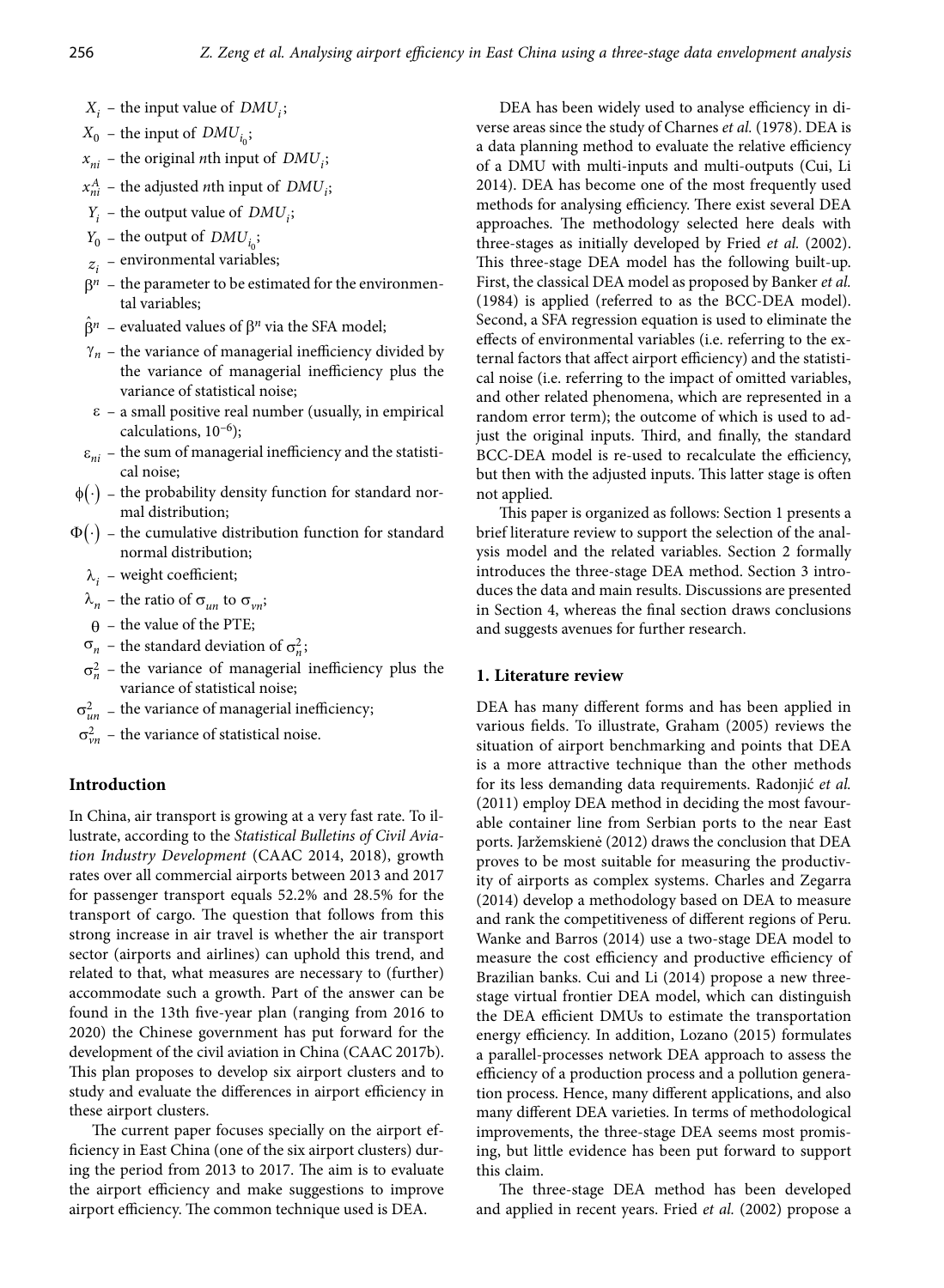- $X_i$ – the input value of $DMU_i$;
- $X_0$ – the input of $DMU_{i_0}$;
- $x_{ni}$ – the original $n$th input of $DMU_i$;
- $x_{ni}^A$ – the adjusted $n$th input of $DMU_i$;
- $Y_i$ – the output value of $DMU_i$;
- $Y_0$ – the output of $DMU_{i_0}$;
- $z_i$ – environmental variables;
- $\beta^n$ – the parameter to be estimated for the environmental variables;
- $\hat{\beta}^n$ – evaluated values of $\beta^n$ via the SFA model;
- $\gamma_n$ – the variance of managerial inefficiency divided by the variance of managerial inefficiency plus the variance of statistical noise;
- $\varepsilon$ – a small positive real number (usually, in empirical calculations, $10^{-6}$);
- $\varepsilon_{ni}$ – the sum of managerial inefficiency and the statistical noise;
- $\phi(\cdot)$ – the probability density function for standard normal distribution;
- $\Phi(\cdot)$ – the cumulative distribution function for standard normal distribution;
- $\lambda_i$ – weight coefficient;
- $\lambda_n$ – the ratio of $\sigma_{un}$ to $\sigma_{vn}$;
- $\theta$ – the value of the PTE;
- $\sigma_n$ – the standard deviation of $\sigma_n^2$;
- $\sigma_n^2$ – the variance of managerial inefficiency plus the variance of statistical noise;
- $\sigma_{un}^2$ – the variance of managerial inefficiency;
- $\sigma_{vn}^2$ – the variance of statistical noise.

## Introduction

In China, air transport is growing at a very fast rate. To illustrate, according to the *Statistical Bulletins of Civil Aviation Industry Development* (CAAC 2014, 2018), growth rates over all commercial airports between 2013 and 2017 for passenger transport equals 52.2% and 28.5% for the transport of cargo. The question that follows from this strong increase in air travel is whether the air transport sector (airports and airlines) can uphold this trend, and related to that, what measures are necessary to (further) accommodate such a growth. Part of the answer can be found in the 13th five-year plan (ranging from 2016 to 2020) the Chinese government has put forward for the development of the civil aviation in China (CAAC 2017b). This plan proposes to develop six airport clusters and to study and evaluate the differences in airport efficiency in these airport clusters.

The current paper focuses specially on the airport efficiency in East China (one of the six airport clusters) during the period from 2013 to 2017. The aim is to evaluate the airport efficiency and make suggestions to improve airport efficiency. The common technique used is DEA.

DEA has been widely used to analyse efficiency in diverse areas since the study of Charnes *et al.* (1978). DEA is a data planning method to evaluate the relative efficiency of a DMU with multi-inputs and multi-outputs (Cui, Li 2014). DEA has become one of the most frequently used methods for analysing efficiency. There exist several DEA approaches. The methodology selected here deals with three-stages as initially developed by Fried *et al.* (2002). This three-stage DEA model has the following built-up. First, the classical DEA model as proposed by Banker *et al.* (1984) is applied (referred to as the BCC-DEA model). Second, a SFA regression equation is used to eliminate the effects of environmental variables (i.e. referring to the external factors that affect airport efficiency) and the statistical noise (i.e. referring to the impact of omitted variables, and other related phenomena, which are represented in a random error term); the outcome of which is used to adjust the original inputs. Third, and finally, the standard BCC-DEA model is re-used to recalculate the efficiency, but then with the adjusted inputs. This latter stage is often not applied.

This paper is organized as follows: Section 1 presents a brief literature review to support the selection of the analysis model and the related variables. Section 2 formally introduces the three-stage DEA method. Section 3 introduces the data and main results. Discussions are presented in Section 4, whereas the final section draws conclusions and suggests avenues for further research.

## 1. Literature review

DEA has many different forms and has been applied in various fields. To illustrate, Graham (2005) reviews the situation of airport benchmarking and points that DEA is a more attractive technique than the other methods for its less demanding data requirements. Radonjić *et al.* (2011) employ DEA method in deciding the most favourable container line from Serbian ports to the near East ports. Jaržemskienė (2012) draws the conclusion that DEA proves to be most suitable for measuring the productivity of airports as complex systems. Charles and Zegarra (2014) develop a methodology based on DEA to measure and rank the competitiveness of different regions of Peru. Wanke and Barros (2014) use a two-stage DEA model to measure the cost efficiency and productive efficiency of Brazilian banks. Cui and Li (2014) propose a new three-stage virtual frontier DEA model, which can distinguish the DEA efficient DMUs to estimate the transportation energy efficiency. In addition, Lozano (2015) formulates a parallel-processes network DEA approach to assess the efficiency of a production process and a pollution generation process. Hence, many different applications, and also many different DEA varieties. In terms of methodological improvements, the three-stage DEA seems most promising, but little evidence has been put forward to support this claim.

The three-stage DEA method has been developed and applied in recent years. Fried *et al.* (2002) propose a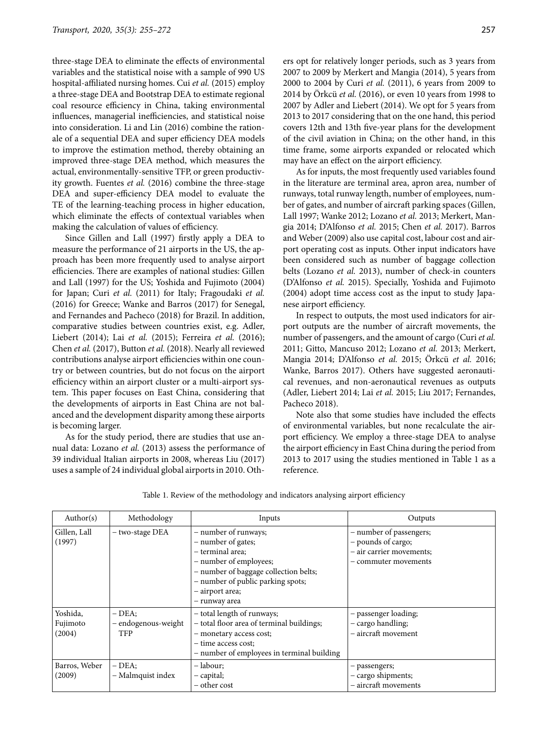three-stage DEA to eliminate the effects of environmental variables and the statistical noise with a sample of 990 US hospital-affiliated nursing homes. Cui *et al.* (2015) employ a three-stage DEA and Bootstrap DEA to estimate regional coal resource efficiency in China, taking environmental influences, managerial inefficiencies, and statistical noise into consideration. Li and Lin (2016) combine the rationale of a sequential DEA and super efficiency DEA models to improve the estimation method, thereby obtaining an improved three-stage DEA method, which measures the actual, environmentally-sensitive TFP, or green productivity growth. Fuentes *et al.* (2016) combine the three-stage DEA and super-efficiency DEA model to evaluate the TE of the learning-teaching process in higher education, which eliminate the effects of contextual variables when making the calculation of values of efficiency.

Since Gillen and Lall (1997) firstly apply a DEA to measure the performance of 21 airports in the US, the approach has been more frequently used to analyse airport efficiencies. There are examples of national studies: Gillen and Lall (1997) for the US; Yoshida and Fujimoto (2004) for Japan; Curi *et al.* (2011) for Italy; Fragoudaki *et al.* (2016) for Greece; Wanke and Barros (2017) for Senegal, and Fernandes and Pacheco (2018) for Brazil. In addition, comparative studies between countries exist, e.g. Adler, Liebert (2014); Lai *et al.* (2015); Ferreira *et al.* (2016); Chen *et al.* (2017), Button *et al.* (2018). Nearly all reviewed contributions analyse airport efficiencies within one country or between countries, but do not focus on the airport efficiency within an airport cluster or a multi-airport system. This paper focuses on East China, considering that the developments of airports in East China are not balanced and the development disparity among these airports is becoming larger.

As for the study period, there are studies that use annual data: Lozano *et al.* (2013) assess the performance of 39 individual Italian airports in 2008, whereas Liu (2017) uses a sample of 24 individual global airports in 2010. Others opt for relatively longer periods, such as 3 years from 2007 to 2009 by Merkert and Mangia (2014), 5 years from 2000 to 2004 by Curi *et al.* (2011), 6 years from 2009 to 2014 by Örkcü *et al.* (2016), or even 10 years from 1998 to 2007 by Adler and Liebert (2014). We opt for 5 years from 2013 to 2017 considering that on the one hand, this period covers 12th and 13th five-year plans for the development of the civil aviation in China; on the other hand, in this time frame, some airports expanded or relocated which may have an effect on the airport efficiency.

As for inputs, the most frequently used variables found in the literature are terminal area, apron area, number of runways, total runway length, number of employees, number of gates, and number of aircraft parking spaces (Gillen, Lall 1997; Wanke 2012; Lozano *et al.* 2013; Merkert, Mangia 2014; D'Alfonso *et al.* 2015; Chen *et al.* 2017). Barros and Weber (2009) also use capital cost, labour cost and airport operating cost as inputs. Other input indicators have been considered such as number of baggage collection belts (Lozano *et al.* 2013), number of check-in counters (D'Alfonso *et al.* 2015). Specially, Yoshida and Fujimoto (2004) adopt time access cost as the input to study Japanese airport efficiency.

In respect to outputs, the most used indicators for airport outputs are the number of aircraft movements, the number of passengers, and the amount of cargo (Curi *et al.* 2011; Gitto, Mancuso 2012; Lozano *et al.* 2013; Merkert, Mangia 2014; D'Alfonso *et al.* 2015; Örkcü *et al.* 2016; Wanke, Barros 2017). Others have suggested aeronautical revenues, and non-aeronautical revenues as outputs (Adler, Liebert 2014; Lai *et al.* 2015; Liu 2017; Fernandes, Pacheco 2018).

Note also that some studies have included the effects of environmental variables, but none recalculate the airport efficiency. We employ a three-stage DEA to analyse the airport efficiency in East China during the period from 2013 to 2017 using the studies mentioned in Table 1 as a reference.

Table 1. Review of the methodology and indicators analysing airport efficiency

| Author(s) | Methodology | Inputs | Outputs |
|---|---|---|---|
| Gillen, Lall (1997) | – two-stage DEA | – number of runways;<br>– number of gates;<br>– terminal area;<br>– number of employees;<br>– number of baggage collection belts;<br>– number of public parking spots;<br>– airport area;<br>– runway area | – number of passengers;<br>– pounds of cargo;<br>– air carrier movements;<br>– commuter movements |
| Yoshida, Fujimoto (2004) | – DEA;<br>– endogenous-weight TFP | – total length of runways;<br>– total floor area of terminal buildings;<br>– monetary access cost;<br>– time access cost;<br>– number of employees in terminal building | – passenger loading;<br>– cargo handling;<br>– aircraft movement |
| Barros, Weber (2009) | – DEA;<br>– Malmquist index | – labour;<br>– capital;<br>– other cost | – passengers;<br>– cargo shipments;<br>– aircraft movements |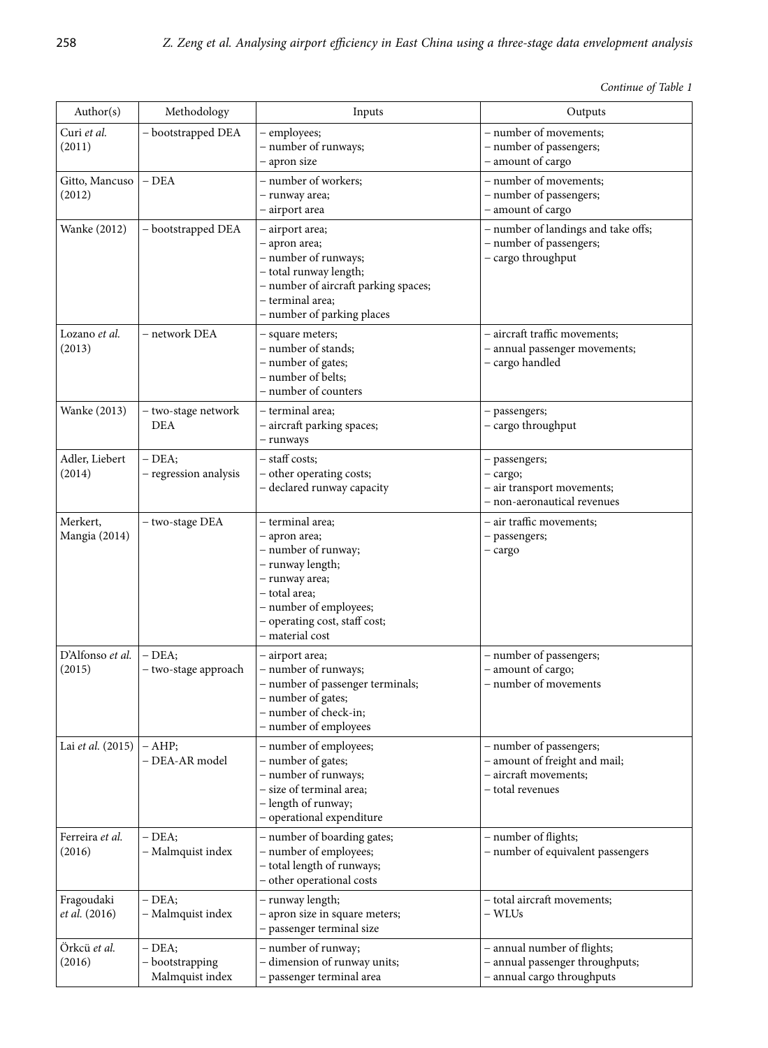*Continue of Table 1*

| Author(s) | Methodology | Inputs | Outputs |
|---|---|---|---|
| Curi *et al.* (2011) | – bootstrapped DEA | – employees;<br>– number of runways;<br>– apron size | – number of movements;<br>– number of passengers;<br>– amount of cargo |
| Gitto, Mancuso (2012) | – DEA | – number of workers;<br>– runway area;<br>– airport area | – number of movements;<br>– number of passengers;<br>– amount of cargo |
| Wanke (2012) | – bootstrapped DEA | – airport area;<br>– apron area;<br>– number of runways;<br>– total runway length;<br>– number of aircraft parking spaces;<br>– terminal area;<br>– number of parking places | – number of landings and take offs;<br>– number of passengers;<br>– cargo throughput |
| Lozano *et al.* (2013) | – network DEA | – square meters;<br>– number of stands;<br>– number of gates;<br>– number of belts;<br>– number of counters | – aircraft traffic movements;<br>– annual passenger movements;<br>– cargo handled |
| Wanke (2013) | – two-stage network DEA | – terminal area;<br>– aircraft parking spaces;<br>– runways | – passengers;<br>– cargo throughput |
| Adler, Liebert (2014) | – DEA;<br>– regression analysis | – staff costs;<br>– other operating costs;<br>– declared runway capacity | – passengers;<br>– cargo;<br>– air transport movements;<br>– non-aeronautical revenues |
| Merkert, Mangia (2014) | – two-stage DEA | – terminal area;<br>– apron area;<br>– number of runway;<br>– runway length;<br>– runway area;<br>– total area;<br>– number of employees;<br>– operating cost, staff cost;<br>– material cost | – air traffic movements;<br>– passengers;<br>– cargo |
| D'Alfonso *et al.* (2015) | – DEA;<br>– two-stage approach | – airport area;<br>– number of runways;<br>– number of passenger terminals;<br>– number of gates;<br>– number of check-in;<br>– number of employees | – number of passengers;<br>– amount of cargo;<br>– number of movements |
| Lai *et al.* (2015) | – AHP;<br>– DEA-AR model | – number of employees;<br>– number of gates;<br>– number of runways;<br>– size of terminal area;<br>– length of runway;<br>– operational expenditure | – number of passengers;<br>– amount of freight and mail;<br>– aircraft movements;<br>– total revenues |
| Ferreira *et al.* (2016) | – DEA;<br>– Malmquist index | – number of boarding gates;<br>– number of employees;<br>– total length of runways;<br>– other operational costs | – number of flights;<br>– number of equivalent passengers |
| Fragoudaki *et al.* (2016) | – DEA;<br>– Malmquist index | – runway length;<br>– apron size in square meters;<br>– passenger terminal size | – total aircraft movements;<br>– WLUs |
| Örkcü *et al.* (2016) | – DEA;<br>– bootstrapping Malmquist index | – number of runway;<br>– dimension of runway units;<br>– passenger terminal area | – annual number of flights;<br>– annual passenger throughputs;<br>– annual cargo throughputs |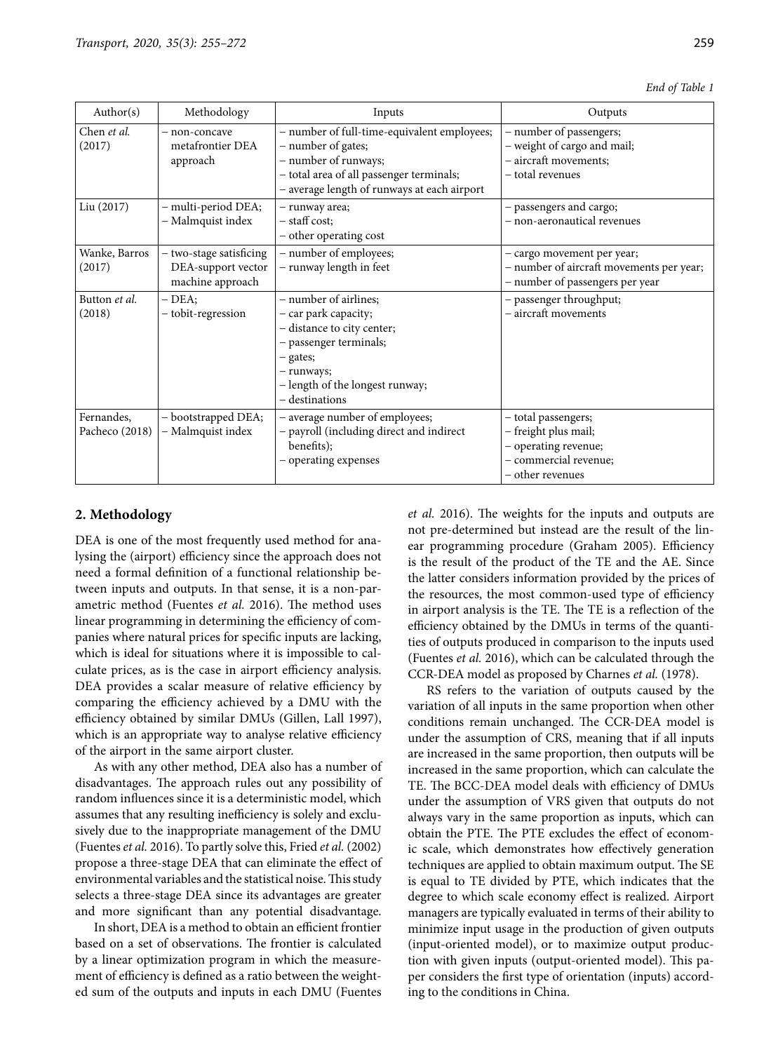*End of Table 1*

| Author(s) | Methodology | Inputs | Outputs |
|---|---|---|---|
| Chen *et al.* (2017) | – non-concave metafrontier DEA approach | – number of full-time-equivalent employees;<br>– number of gates;<br>– number of runways;<br>– total area of all passenger terminals;<br>– average length of runways at each airport | – number of passengers;<br>– weight of cargo and mail;<br>– aircraft movements;<br>– total revenues |
| Liu (2017) | – multi-period DEA;<br>– Malmquist index | – runway area;<br>– staff cost;<br>– other operating cost | – passengers and cargo;<br>– non-aeronautical revenues |
| Wanke, Barros (2017) | – two-stage satisficing DEA-support vector machine approach | – number of employees;<br>– runway length in feet | – cargo movement per year;<br>– number of aircraft movements per year;<br>– number of passengers per year |
| Button *et al.* (2018) | – DEA;<br>– tobit-regression | – number of airlines;<br>– car park capacity;<br>– distance to city center;<br>– passenger terminals;<br>– gates;<br>– runways;<br>– length of the longest runway;<br>– destinations | – passenger throughput;<br>– aircraft movements |
| Fernandes, Pacheco (2018) | – bootstrapped DEA;<br>– Malmquist index | – average number of employees;<br>– payroll (including direct and indirect benefits);<br>– operating expenses | – total passengers;<br>– freight plus mail;<br>– operating revenue;<br>– commercial revenue;<br>– other revenues |

## 2. Methodology

DEA is one of the most frequently used method for analysing the (airport) efficiency since the approach does not need a formal definition of a functional relationship between inputs and outputs. In that sense, it is a non-parametric method (Fuentes *et al.* 2016). The method uses linear programming in determining the efficiency of companies where natural prices for specific inputs are lacking, which is ideal for situations where it is impossible to calculate prices, as is the case in airport efficiency analysis. DEA provides a scalar measure of relative efficiency by comparing the efficiency achieved by a DMU with the efficiency obtained by similar DMUs (Gillen, Lall 1997), which is an appropriate way to analyse relative efficiency of the airport in the same airport cluster.

As with any other method, DEA also has a number of disadvantages. The approach rules out any possibility of random influences since it is a deterministic model, which assumes that any resulting inefficiency is solely and exclusively due to the inappropriate management of the DMU (Fuentes *et al.* 2016). To partly solve this, Fried *et al.* (2002) propose a three-stage DEA that can eliminate the effect of environmental variables and the statistical noise. This study selects a three-stage DEA since its advantages are greater and more significant than any potential disadvantage.

In short, DEA is a method to obtain an efficient frontier based on a set of observations. The frontier is calculated by a linear optimization program in which the measurement of efficiency is defined as a ratio between the weighted sum of the outputs and inputs in each DMU (Fuentes *et al.* 2016). The weights for the inputs and outputs are not pre-determined but instead are the result of the linear programming procedure (Graham 2005). Efficiency is the result of the product of the TE and the AE. Since the latter considers information provided by the prices of the resources, the most common-used type of efficiency in airport analysis is the TE. The TE is a reflection of the efficiency obtained by the DMUs in terms of the quantities of outputs produced in comparison to the inputs used (Fuentes *et al.* 2016), which can be calculated through the CCR-DEA model as proposed by Charnes *et al.* (1978).

RS refers to the variation of outputs caused by the variation of all inputs in the same proportion when other conditions remain unchanged. The CCR-DEA model is under the assumption of CRS, meaning that if all inputs are increased in the same proportion, then outputs will be increased in the same proportion, which can calculate the TE. The BCC-DEA model deals with efficiency of DMUs under the assumption of VRS given that outputs do not always vary in the same proportion as inputs, which can obtain the PTE. The PTE excludes the effect of economic scale, which demonstrates how effectively generation techniques are applied to obtain maximum output. The SE is equal to TE divided by PTE, which indicates that the degree to which scale economy effect is realized. Airport managers are typically evaluated in terms of their ability to minimize input usage in the production of given outputs (input-oriented model), or to maximize output production with given inputs (output-oriented model). This paper considers the first type of orientation (inputs) according to the conditions in China.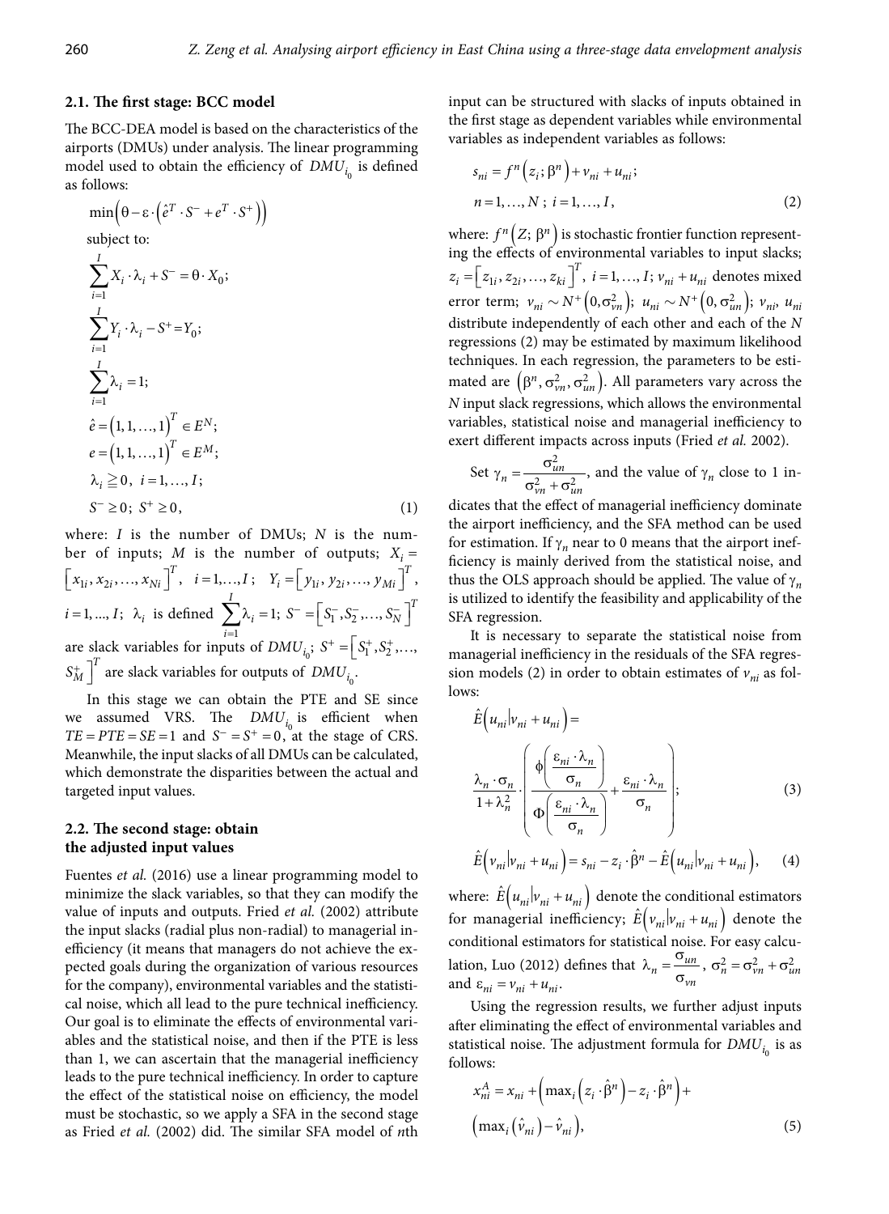### 2.1. The first stage: BCC model

The BCC-DEA model is based on the characteristics of the airports (DMUs) under analysis. The linear programming model used to obtain the efficiency of $DMU_{i_0}$ is defined as follows:

$$
\begin{aligned}
&\min\left(\theta - \varepsilon \cdot \left(\hat{e}^T \cdot S^- + e^T \cdot S^+\right)\right) \\
&\text{subject to:} \\
&\sum_{i=1}^{I} X_i \cdot \lambda_i + S^- = \theta \cdot X_0; \\
&\sum_{i=1}^{I} Y_i \cdot \lambda_i - S^+ = Y_0; \\
&\sum_{i=1}^{I} \lambda_i = 1; \\
&\hat{e} = (1, 1, \ldots, 1)^T \in E^N; \\
&e = (1, 1, \ldots, 1)^T \in E^M; \\
&\lambda_i \geqq 0,\ i = 1, \ldots, I; \\
&S^- \geq 0;\ S^+ \geq 0,
\end{aligned}
\tag{1}
$$

where: $I$ is the number of DMUs; $N$ is the number of inputs; $M$ is the number of outputs; $X_i = \left[x_{1i}, x_{2i}, \ldots, x_{Ni}\right]^T$, $i = 1, \ldots, I$; $Y_i = \left[y_{1i}, y_{2i}, \ldots, y_{Mi}\right]^T$, $i = 1, \ldots, I$; $\lambda_i$ is defined $\sum_{i=1}^{I} \lambda_i = 1$; $S^- = \left[S_1^-, S_2^-, \ldots, S_N^-\right]^T$ are slack variables for inputs of $DMU_{i_0}$; $S^+ = \left[S_1^+, S_2^+, \ldots, S_M^+\right]^T$ are slack variables for outputs of $DMU_{i_0}$.

In this stage we can obtain the PTE and SE since we assumed VRS. The $DMU_{i_0}$ is efficient when $TE = PTE = SE = 1$ and $S^- = S^+ = 0$, at the stage of CRS. Meanwhile, the input slacks of all DMUs can be calculated, which demonstrate the disparities between the actual and targeted input values.

### 2.2. The second stage: obtain the adjusted input values

Fuentes *et al.* (2016) use a linear programming model to minimize the slack variables, so that they can modify the value of inputs and outputs. Fried *et al.* (2002) attribute the input slacks (radial plus non-radial) to managerial inefficiency (it means that managers do not achieve the expected goals during the organization of various resources for the company), environmental variables and the statistical noise, which all lead to the pure technical inefficiency. Our goal is to eliminate the effects of environmental variables and the statistical noise, and then if the PTE is less than 1, we can ascertain that the managerial inefficiency leads to the pure technical inefficiency. In order to capture the effect of the statistical noise on efficiency, the model must be stochastic, so we apply a SFA in the second stage as Fried *et al.* (2002) did. The similar SFA model of $n$th input can be structured with slacks of inputs obtained in the first stage as dependent variables while environmental variables as independent variables as follows:

$$
\begin{aligned}
&s_{ni} = f^n\left(z_i; \beta^n\right) + v_{ni} + u_{ni}; \\
&n = 1, \ldots, N;\ i = 1, \ldots, I,
\end{aligned}
\tag{2}
$$

where: $f^n\left(Z; \beta^n\right)$ is stochastic frontier function representing the effects of environmental variables to input slacks; $z_i = \left[z_{1i}, z_{2i}, \ldots, z_{ki}\right]^T$, $i = 1, \ldots, I$; $v_{ni} + u_{ni}$ denotes mixed error term; $v_{ni} \sim N^+\left(0, \sigma_{vn}^2\right)$; $u_{ni} \sim N^+\left(0, \sigma_{un}^2\right)$; $v_{ni}$, $u_{ni}$ distribute independently of each other and each of the $N$ regressions (2) may be estimated by maximum likelihood techniques. In each regression, the parameters to be estimated are $\left(\beta^n, \sigma_{vn}^2, \sigma_{un}^2\right)$. All parameters vary across the $N$ input slack regressions, which allows the environmental variables, statistical noise and managerial inefficiency to exert different impacts across inputs (Fried *et al.* 2002).

Set $\gamma_n = \dfrac{\sigma_{un}^2}{\sigma_{vn}^2 + \sigma_{un}^2}$, and the value of $\gamma_n$ close to 1 indicates that the effect of managerial inefficiency dominate the airport inefficiency, and the SFA method can be used for estimation. If $\gamma_n$ near to 0 means that the airport inefficiency is mainly derived from the statistical noise, and thus the OLS approach should be applied. The value of $\gamma_n$ is utilized to identify the feasibility and applicability of the SFA regression.

It is necessary to separate the statistical noise from managerial inefficiency in the residuals of the SFA regression models (2) in order to obtain estimates of $v_{ni}$ as follows:

$$
\hat{E}\left(u_{ni} \middle| v_{ni} + u_{ni}\right) = \frac{\lambda_n \cdot \sigma_n}{1 + \lambda_n^2} \cdot \left( \frac{\phi\left(\dfrac{\varepsilon_{ni} \cdot \lambda_n}{\sigma_n}\right)}{\Phi\left(\dfrac{\varepsilon_{ni} \cdot \lambda_n}{\sigma_n}\right)} + \frac{\varepsilon_{ni} \cdot \lambda_n}{\sigma_n} \right); \tag{3}
$$

$$
\hat{E}\left(v_{ni} \middle| v_{ni} + u_{ni}\right) = s_{ni} - z_i \cdot \hat{\beta}^n - \hat{E}\left(u_{ni} \middle| v_{ni} + u_{ni}\right), \tag{4}
$$

where: $\hat{E}\left(u_{ni} \middle| v_{ni} + u_{ni}\right)$ denote the conditional estimators for managerial inefficiency; $\hat{E}\left(v_{ni} \middle| v_{ni} + u_{ni}\right)$ denote the conditional estimators for statistical noise. For easy calculation, Luo (2012) defines that $\lambda_n = \dfrac{\sigma_{un}}{\sigma_{vn}}$, $\sigma_n^2 = \sigma_{vn}^2 + \sigma_{un}^2$ and $\varepsilon_{ni} = v_{ni} + u_{ni}$.

Using the regression results, we further adjust inputs after eliminating the effect of environmental variables and statistical noise. The adjustment formula for $DMU_{i_0}$ is as follows:

$$
\begin{aligned}
x_{ni}^A = x_{ni} &+ \left(\max_i\left(z_i \cdot \hat{\beta}^n\right) - z_i \cdot \hat{\beta}^n\right) + \\
&\left(\max_i\left(\hat{v}_{ni}\right) - \hat{v}_{ni}\right),
\end{aligned}
\tag{5}
$$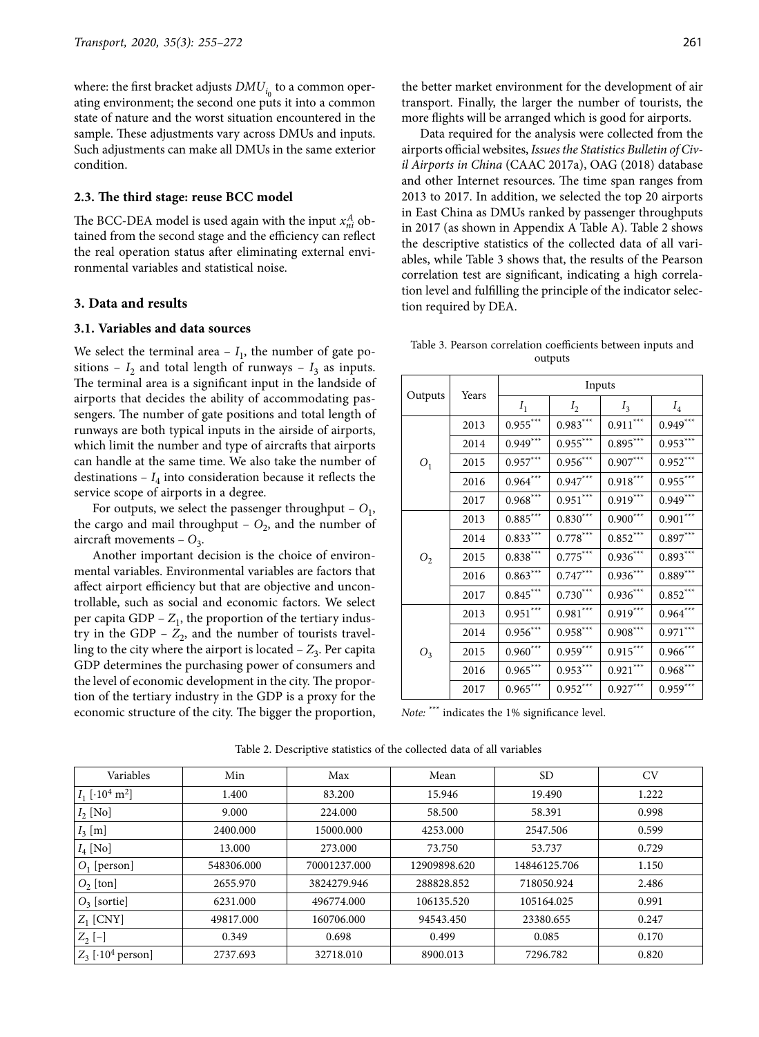where: the first bracket adjusts $DMU_{i_0}$ to a common operating environment; the second one puts it into a common state of nature and the worst situation encountered in the sample. These adjustments vary across DMUs and inputs. Such adjustments can make all DMUs in the same exterior condition.

### 2.3. The third stage: reuse BCC model

The BCC-DEA model is used again with the input $x_{ni}^{A}$ obtained from the second stage and the efficiency can reflect the real operation status after eliminating external environmental variables and statistical noise.

## 3. Data and results

### 3.1. Variables and data sources

We select the terminal area – $I_1$, the number of gate positions – $I_2$ and total length of runways – $I_3$ as inputs. The terminal area is a significant input in the landside of airports that decides the ability of accommodating passengers. The number of gate positions and total length of runways are both typical inputs in the airside of airports, which limit the number and type of aircrafts that airports can handle at the same time. We also take the number of destinations – $I_4$ into consideration because it reflects the service scope of airports in a degree.

For outputs, we select the passenger throughput – $O_1$, the cargo and mail throughput – $O_2$, and the number of aircraft movements – $O_3$.

Another important decision is the choice of environmental variables. Environmental variables are factors that affect airport efficiency but that are objective and uncontrollable, such as social and economic factors. We select per capita GDP – $Z_1$, the proportion of the tertiary industry in the GDP – $Z_2$, and the number of tourists travelling to the city where the airport is located – $Z_3$. Per capita GDP determines the purchasing power of consumers and the level of economic development in the city. The proportion of the tertiary industry in the GDP is a proxy for the economic structure of the city. The bigger the proportion, the better market environment for the development of air transport. Finally, the larger the number of tourists, the more flights will be arranged which is good for airports.

Data required for the analysis were collected from the airports official websites, *Issues the Statistics Bulletin of Civil Airports in China* (CAAC 2017a), OAG (2018) database and other Internet resources. The time span ranges from 2013 to 2017. In addition, we selected the top 20 airports in East China as DMUs ranked by passenger throughputs in 2017 (as shown in Appendix A Table A). Table 2 shows the descriptive statistics of the collected data of all variables, while Table 3 shows that, the results of the Pearson correlation test are significant, indicating a high correlation level and fulfilling the principle of the indicator selection required by DEA.

Table 3. Pearson correlation coefficients between inputs and outputs

| Outputs | Years | Inputs | | | |
|---|---|---|---|---|---|
| | | $I_1$ | $I_2$ | $I_3$ | $I_4$ |
| $O_1$ | 2013 | $0.955^{***}$ | $0.983^{***}$ | $0.911^{***}$ | $0.949^{***}$ |
| | 2014 | $0.949^{***}$ | $0.955^{***}$ | $0.895^{***}$ | $0.953^{***}$ |
| | 2015 | $0.957^{***}$ | $0.956^{***}$ | $0.907^{***}$ | $0.952^{***}$ |
| | 2016 | $0.964^{***}$ | $0.947^{***}$ | $0.918^{***}$ | $0.955^{***}$ |
| | 2017 | $0.968^{***}$ | $0.951^{***}$ | $0.919^{***}$ | $0.949^{***}$ |
| $O_2$ | 2013 | $0.885^{***}$ | $0.830^{***}$ | $0.900^{***}$ | $0.901^{***}$ |
| | 2014 | $0.833^{***}$ | $0.778^{***}$ | $0.852^{***}$ | $0.897^{***}$ |
| | 2015 | $0.838^{***}$ | $0.775^{***}$ | $0.936^{***}$ | $0.893^{***}$ |
| | 2016 | $0.863^{***}$ | $0.747^{***}$ | $0.936^{***}$ | $0.889^{***}$ |
| | 2017 | $0.845^{***}$ | $0.730^{***}$ | $0.936^{***}$ | $0.852^{***}$ |
| $O_3$ | 2013 | $0.951^{***}$ | $0.981^{***}$ | $0.919^{***}$ | $0.964^{***}$ |
| | 2014 | $0.956^{***}$ | $0.958^{***}$ | $0.908^{***}$ | $0.971^{***}$ |
| | 2015 | $0.960^{***}$ | $0.959^{***}$ | $0.915^{***}$ | $0.966^{***}$ |
| | 2016 | $0.965^{***}$ | $0.953^{***}$ | $0.921^{***}$ | $0.968^{***}$ |
| | 2017 | $0.965^{***}$ | $0.952^{***}$ | $0.927^{***}$ | $0.959^{***}$ |

*Note:* $^{***}$ indicates the 1% significance level.

Table 2. Descriptive statistics of the collected data of all variables

| Variables | Min | Max | Mean | SD | CV |
|---|---|---|---|---|---|
| $I_1$ [$\cdot 10^4$ m$^2$] | 1.400 | 83.200 | 15.946 | 19.490 | 1.222 |
| $I_2$ [No] | 9.000 | 224.000 | 58.500 | 58.391 | 0.998 |
| $I_3$ [m] | 2400.000 | 15000.000 | 4253.000 | 2547.506 | 0.599 |
| $I_4$ [No] | 13.000 | 273.000 | 73.750 | 53.737 | 0.729 |
| $O_1$ [person] | 548306.000 | 70001237.000 | 12909898.620 | 14846125.706 | 1.150 |
| $O_2$ [ton] | 2655.970 | 3824279.946 | 288828.852 | 718050.924 | 2.486 |
| $O_3$ [sortie] | 6231.000 | 496774.000 | 106135.520 | 105164.025 | 0.991 |
| $Z_1$ [CNY] | 49817.000 | 160706.000 | 94543.450 | 23380.655 | 0.247 |
| $Z_2$ [–] | 0.349 | 0.698 | 0.499 | 0.085 | 0.170 |
| $Z_3$ [$\cdot 10^4$ person] | 2737.693 | 32718.010 | 8900.013 | 7296.782 | 0.820 |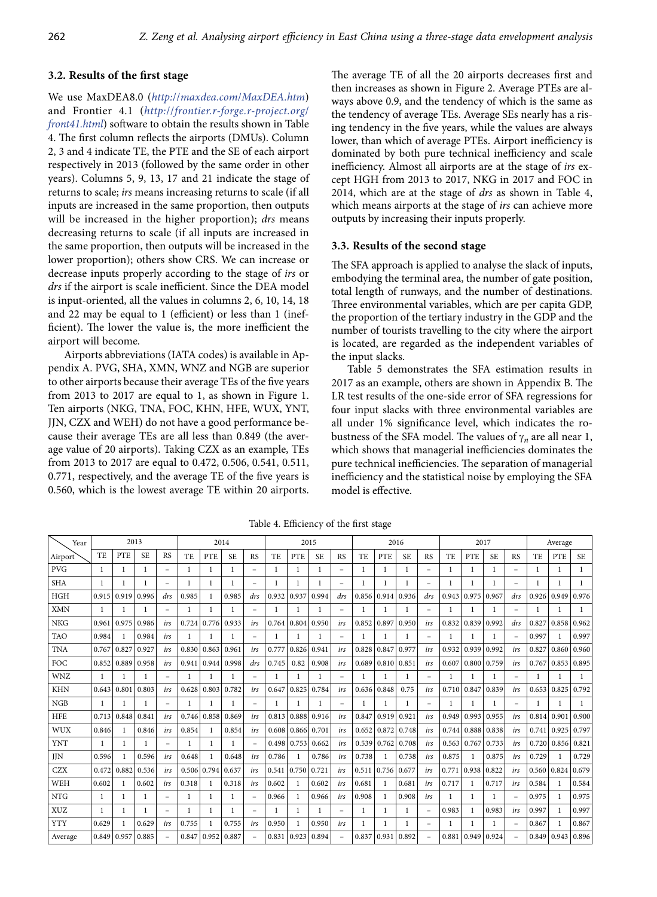### 3.2. Results of the first stage

We use MaxDEA8.0 (*http://maxdea.com/MaxDEA.htm*) and Frontier 4.1 (*http://frontier.r-forge.r-project.org/front41.html*) software to obtain the results shown in Table 4. The first column reflects the airports (DMUs). Column 2, 3 and 4 indicate TE, the PTE and the SE of each airport respectively in 2013 (followed by the same order in other years). Columns 5, 9, 13, 17 and 21 indicate the stage of returns to scale; *irs* means increasing returns to scale (if all inputs are increased in the same proportion, then outputs will be increased in the higher proportion); *drs* means decreasing returns to scale (if all inputs are increased in the same proportion, then outputs will be increased in the lower proportion); others show CRS. We can increase or decrease inputs properly according to the stage of *irs* or *drs* if the airport is scale inefficient. Since the DEA model is input-oriented, all the values in columns 2, 6, 10, 14, 18 and 22 may be equal to 1 (efficient) or less than 1 (inefficient). The lower the value is, the more inefficient the airport will become.

Airports abbreviations (IATA codes) is available in Appendix A. PVG, SHA, XMN, WNZ and NGB are superior to other airports because their average TEs of the five years from 2013 to 2017 are equal to 1, as shown in Figure 1. Ten airports (NKG, TNA, FOC, KHN, HFE, WUX, YNT, JJN, CZX and WEH) do not have a good performance because their average TEs are all less than 0.849 (the average value of 20 airports). Taking CZX as an example, TEs from 2013 to 2017 are equal to 0.472, 0.506, 0.541, 0.511, 0.771, respectively, and the average TE of the five years is 0.560, which is the lowest average TE within 20 airports.

The average TE of all the 20 airports decreases first and then increases as shown in Figure 2. Average PTEs are always above 0.9, and the tendency of which is the same as the tendency of average TEs. Average SEs nearly has a rising tendency in the five years, while the values are always lower, than which of average PTEs. Airport inefficiency is dominated by both pure technical inefficiency and scale inefficiency. Almost all airports are at the stage of *irs* except HGH from 2013 to 2017, NKG in 2017 and FOC in 2014, which are at the stage of *drs* as shown in Table 4, which means airports at the stage of *irs* can achieve more outputs by increasing their inputs properly.

### 3.3. Results of the second stage

The SFA approach is applied to analyse the slack of inputs, embodying the terminal area, the number of gate position, total length of runways, and the number of destinations. Three environmental variables, which are per capita GDP, the proportion of the tertiary industry in the GDP and the number of tourists travelling to the city where the airport is located, are regarded as the independent variables of the input slacks.

Table 5 demonstrates the SFA estimation results in 2017 as an example, others are shown in Appendix B. The LR test results of the one-side error of SFA regressions for four input slacks with three environmental variables are all under 1% significance level, which indicates the robustness of the SFA model. The values of $\gamma_n$ are all near 1, which shows that managerial inefficiencies dominates the pure technical inefficiencies. The separation of managerial inefficiency and the statistical noise by employing the SFA model is effective.

Table 4. Efficiency of the first stage

| Year / Airport | 2013 | | | | 2014 | | | | 2015 | | | | 2016 | | | | 2017 | | | | Average | | |
|---|---|---|---|---|---|---|---|---|---|---|---|---|---|---|---|---|---|---|---|---|---|---|---|
| | TE | PTE | SE | RS | TE | PTE | SE | RS | TE | PTE | SE | RS | TE | PTE | SE | RS | TE | PTE | SE | RS | TE | PTE | SE |
| PVG | 1 | 1 | 1 | – | 1 | 1 | 1 | – | 1 | 1 | 1 | – | 1 | 1 | 1 | – | 1 | 1 | 1 | – | 1 | 1 | 1 |
| SHA | 1 | 1 | 1 | – | 1 | 1 | 1 | – | 1 | 1 | 1 | – | 1 | 1 | 1 | – | 1 | 1 | 1 | – | 1 | 1 | 1 |
| HGH | 0.915 | 0.919 | 0.996 | *drs* | 0.985 | 1 | 0.985 | *drs* | 0.932 | 0.937 | 0.994 | *drs* | 0.856 | 0.914 | 0.936 | *drs* | 0.943 | 0.975 | 0.967 | *drs* | 0.926 | 0.949 | 0.976 |
| XMN | 1 | 1 | 1 | – | 1 | 1 | 1 | – | 1 | 1 | 1 | – | 1 | 1 | 1 | – | 1 | 1 | 1 | – | 1 | 1 | 1 |
| NKG | 0.961 | 0.975 | 0.986 | *irs* | 0.724 | 0.776 | 0.933 | *irs* | 0.764 | 0.804 | 0.950 | *irs* | 0.852 | 0.897 | 0.950 | *irs* | 0.832 | 0.839 | 0.992 | *drs* | 0.827 | 0.858 | 0.962 |
| TAO | 0.984 | 1 | 0.984 | *irs* | 1 | 1 | 1 | – | 1 | 1 | 1 | – | 1 | 1 | 1 | – | 1 | 1 | 1 | – | 0.997 | 1 | 0.997 |
| TNA | 0.767 | 0.827 | 0.927 | *irs* | 0.830 | 0.863 | 0.961 | *irs* | 0.777 | 0.826 | 0.941 | *irs* | 0.828 | 0.847 | 0.977 | *irs* | 0.932 | 0.939 | 0.992 | *irs* | 0.827 | 0.860 | 0.960 |
| FOC | 0.852 | 0.889 | 0.958 | *irs* | 0.941 | 0.944 | 0.998 | *drs* | 0.745 | 0.82 | 0.908 | *irs* | 0.689 | 0.810 | 0.851 | *irs* | 0.607 | 0.800 | 0.759 | *irs* | 0.767 | 0.853 | 0.895 |
| WNZ | 1 | 1 | 1 | – | 1 | 1 | 1 | – | 1 | 1 | 1 | – | 1 | 1 | 1 | – | 1 | 1 | 1 | – | 1 | 1 | 1 |
| KHN | 0.643 | 0.801 | 0.803 | *irs* | 0.628 | 0.803 | 0.782 | *irs* | 0.647 | 0.825 | 0.784 | *irs* | 0.636 | 0.848 | 0.75 | *irs* | 0.710 | 0.847 | 0.839 | *irs* | 0.653 | 0.825 | 0.792 |
| NGB | 1 | 1 | 1 | – | 1 | 1 | 1 | – | 1 | 1 | 1 | – | 1 | 1 | 1 | – | 1 | 1 | 1 | – | 1 | 1 | 1 |
| HFE | 0.713 | 0.848 | 0.841 | *irs* | 0.746 | 0.858 | 0.869 | *irs* | 0.813 | 0.888 | 0.916 | *irs* | 0.847 | 0.919 | 0.921 | *irs* | 0.949 | 0.993 | 0.955 | *irs* | 0.814 | 0.901 | 0.900 |
| WUX | 0.846 | 1 | 0.846 | *irs* | 0.854 | 1 | 0.854 | *irs* | 0.608 | 0.866 | 0.701 | *irs* | 0.652 | 0.872 | 0.748 | *irs* | 0.744 | 0.888 | 0.838 | *irs* | 0.741 | 0.925 | 0.797 |
| YNT | 1 | 1 | 1 | – | 1 | 1 | 1 | – | 0.498 | 0.753 | 0.662 | *irs* | 0.539 | 0.762 | 0.708 | *irs* | 0.563 | 0.767 | 0.733 | *irs* | 0.720 | 0.856 | 0.821 |
| JJN | 0.596 | 1 | 0.596 | *irs* | 0.648 | 1 | 0.648 | *irs* | 0.786 | 1 | 0.786 | *irs* | 0.738 | 1 | 0.738 | *irs* | 0.875 | 1 | 0.875 | *irs* | 0.729 | 1 | 0.729 |
| CZX | 0.472 | 0.882 | 0.536 | *irs* | 0.506 | 0.794 | 0.637 | *irs* | 0.541 | 0.750 | 0.721 | *irs* | 0.511 | 0.756 | 0.677 | *irs* | 0.771 | 0.938 | 0.822 | *irs* | 0.560 | 0.824 | 0.679 |
| WEH | 0.602 | 1 | 0.602 | *irs* | 0.318 | 1 | 0.318 | *irs* | 0.602 | 1 | 0.602 | *irs* | 0.681 | 1 | 0.681 | *irs* | 0.717 | 1 | 0.717 | *irs* | 0.584 | 1 | 0.584 |
| NTG | 1 | 1 | 1 | – | 1 | 1 | 1 | – | 0.966 | 1 | 0.966 | *irs* | 0.908 | 1 | 0.908 | *irs* | 1 | 1 | 1 | – | 0.975 | 1 | 0.975 |
| XUZ | 1 | 1 | 1 | – | 1 | 1 | 1 | – | 1 | 1 | 1 | – | 1 | 1 | 1 | – | 0.983 | 1 | 0.983 | *irs* | 0.997 | 1 | 0.997 |
| YTY | 0.629 | 1 | 0.629 | *irs* | 0.755 | 1 | 0.755 | *irs* | 0.950 | 1 | 0.950 | *irs* | 1 | 1 | 1 | – | 1 | 1 | 1 | – | 0.867 | 1 | 0.867 |
| Average | 0.849 | 0.957 | 0.885 | – | 0.847 | 0.952 | 0.887 | – | 0.831 | 0.923 | 0.894 | – | 0.837 | 0.931 | 0.892 | – | 0.881 | 0.949 | 0.924 | – | 0.849 | 0.943 | 0.896 |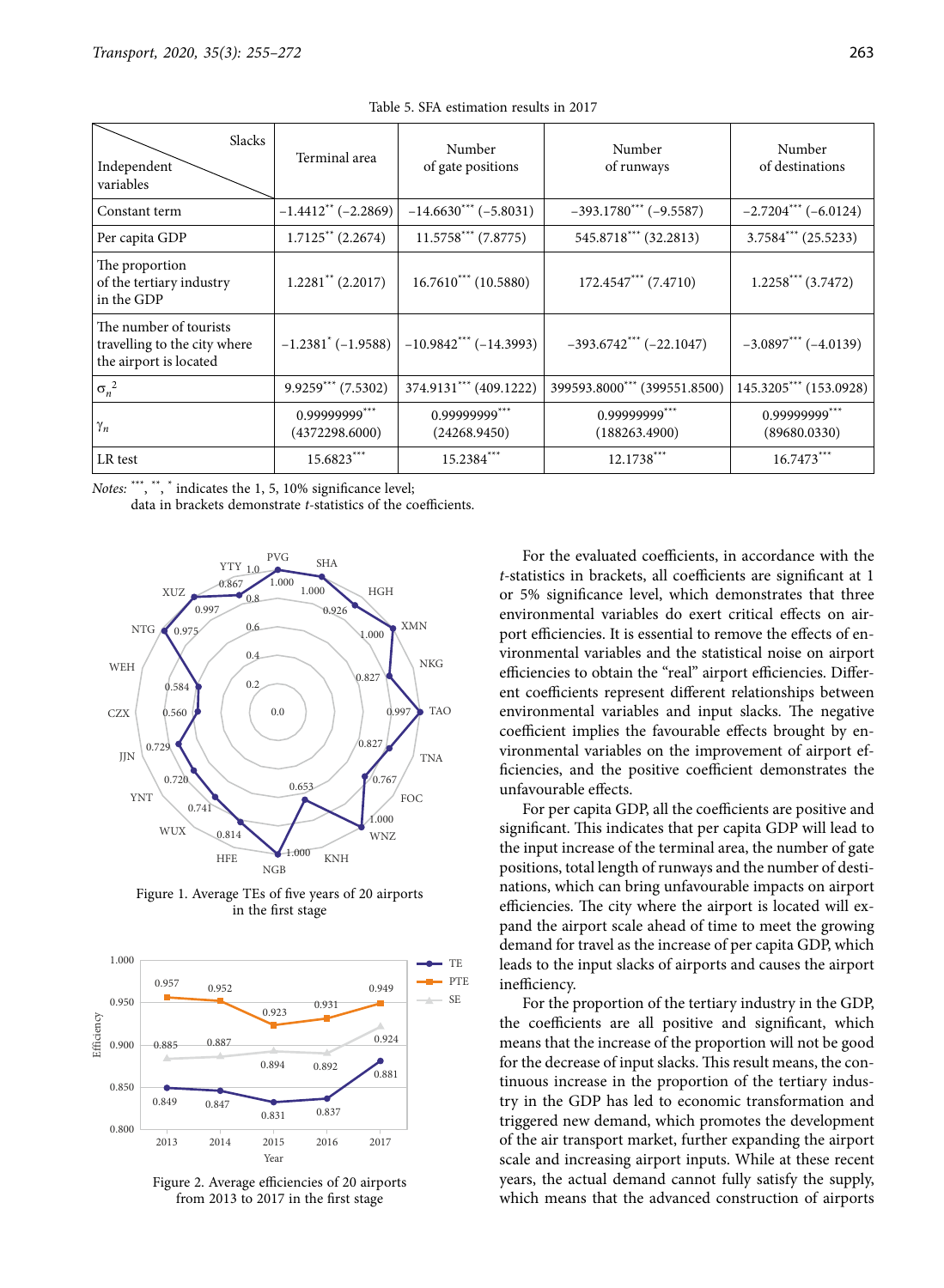Table 5. SFA estimation results in 2017

| Independent variables \ Slacks | Terminal area | Number of gate positions | Number of runways | Number of destinations |
|---|---|---|---|---|
| Constant term | −1.4412** (−2.2869) | −14.6630*** (−5.8031) | −393.1780*** (−9.5587) | −2.7204*** (−6.0124) |
| Per capita GDP | 1.7125** (2.2674) | 11.5758*** (7.8775) | 545.8718*** (32.2813) | 3.7584*** (25.5233) |
| The proportion of the tertiary industry in the GDP | 1.2281** (2.2017) | 16.7610*** (10.5880) | 172.4547*** (7.4710) | 1.2258*** (3.7472) |
| The number of tourists travelling to the city where the airport is located | −1.2381* (−1.9588) | −10.9842*** (−14.3993) | −393.6742*** (−22.1047) | −3.0897*** (−4.0139) |
| $\sigma_n^2$ | 9.9259*** (7.5302) | 374.9131*** (409.1222) | 399593.8000*** (399551.8500) | 145.3205*** (153.0928) |
| $\gamma_n$ | 0.99999999*** (4372298.6000) | 0.99999999*** (24268.9450) | 0.99999999*** (188263.4900) | 0.99999999*** (89680.0330) |
| LR test | 15.6823*** | 15.2384*** | 12.1738*** | 16.7473*** |

*Notes*: ***, **, * indicates the 1, 5, 10% significance level;
data in brackets demonstrate *t*-statistics of the coefficients.

Figure 1. Average TEs of five years of 20 airports in the first stage

Figure 2. Average efficiencies of 20 airports from 2013 to 2017 in the first stage

For the evaluated coefficients, in accordance with the *t*-statistics in brackets, all coefficients are significant at 1 or 5% significance level, which demonstrates that three environmental variables do exert critical effects on airport efficiencies. It is essential to remove the effects of environmental variables and the statistical noise on airport efficiencies to obtain the "real" airport efficiencies. Different coefficients represent different relationships between environmental variables and input slacks. The negative coefficient implies the favourable effects brought by environmental variables on the improvement of airport efficiencies, and the positive coefficient demonstrates the unfavourable effects.

For per capita GDP, all the coefficients are positive and significant. This indicates that per capita GDP will lead to the input increase of the terminal area, the number of gate positions, total length of runways and the number of destinations, which can bring unfavourable impacts on airport efficiencies. The city where the airport is located will expand the airport scale ahead of time to meet the growing demand for travel as the increase of per capita GDP, which leads to the input slacks of airports and causes the airport inefficiency.

For the proportion of the tertiary industry in the GDP, the coefficients are all positive and significant, which means that the increase of the proportion will not be good for the decrease of input slacks. This result means, the continuous increase in the proportion of the tertiary industry in the GDP has led to economic transformation and triggered new demand, which promotes the development of the air transport market, further expanding the airport scale and increasing airport inputs. While at these recent years, the actual demand cannot fully satisfy the supply, which means that the advanced construction of airports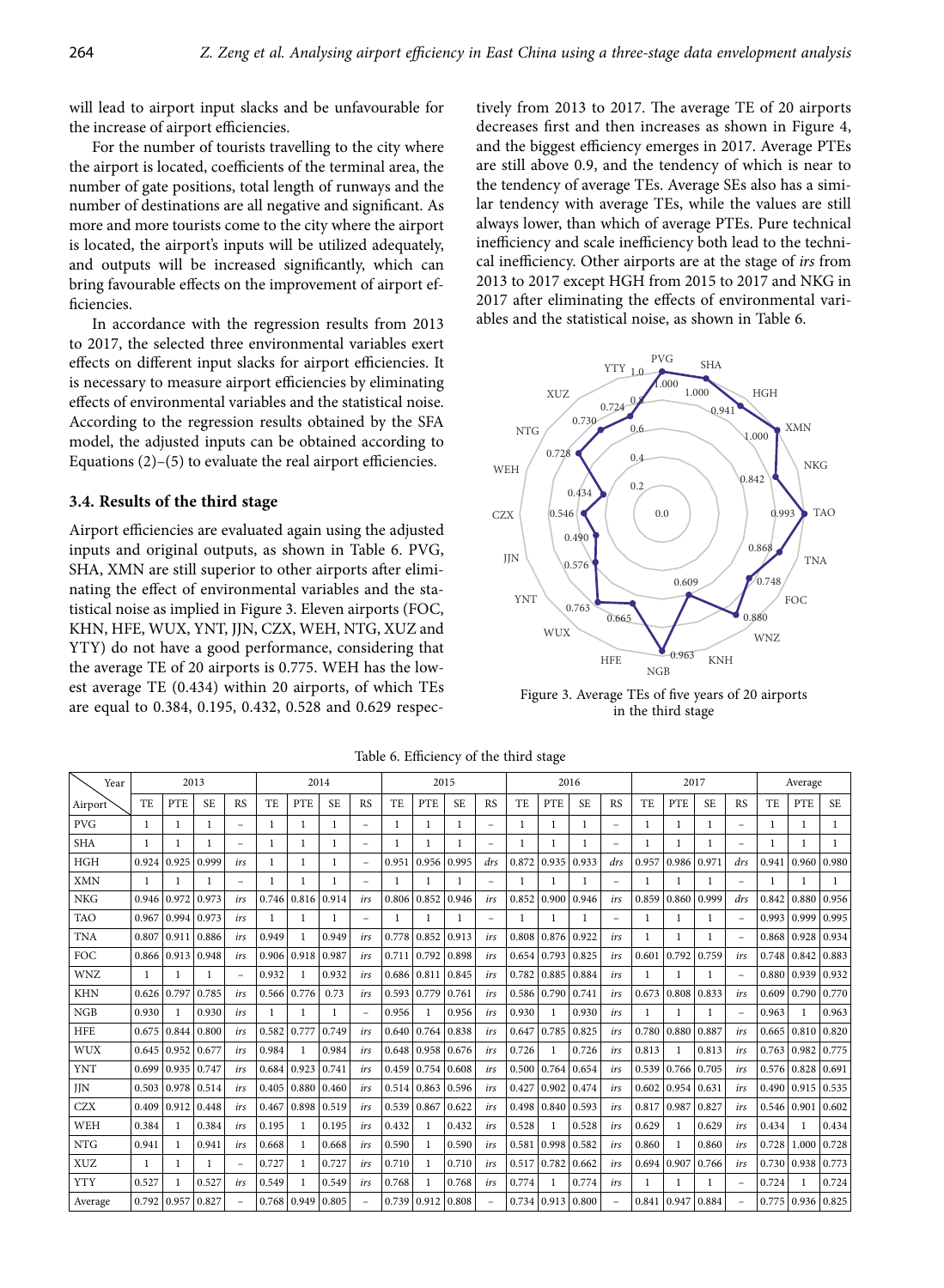will lead to airport input slacks and be unfavourable for the increase of airport efficiencies.

For the number of tourists travelling to the city where the airport is located, coefficients of the terminal area, the number of gate positions, total length of runways and the number of destinations are all negative and significant. As more and more tourists come to the city where the airport is located, the airport's inputs will be utilized adequately, and outputs will be increased significantly, which can bring favourable effects on the improvement of airport efficiencies.

In accordance with the regression results from 2013 to 2017, the selected three environmental variables exert effects on different input slacks for airport efficiencies. It is necessary to measure airport efficiencies by eliminating effects of environmental variables and the statistical noise. According to the regression results obtained by the SFA model, the adjusted inputs can be obtained according to Equations (2)–(5) to evaluate the real airport efficiencies.

### 3.4. Results of the third stage

Airport efficiencies are evaluated again using the adjusted inputs and original outputs, as shown in Table 6. PVG, SHA, XMN are still superior to other airports after eliminating the effect of environmental variables and the statistical noise as implied in Figure 3. Eleven airports (FOC, KHN, HFE, WUX, YNT, JJN, CZX, WEH, NTG, XUZ and YTY) do not have a good performance, considering that the average TE of 20 airports is 0.775. WEH has the lowest average TE (0.434) within 20 airports, of which TEs are equal to 0.384, 0.195, 0.432, 0.528 and 0.629 respectively from 2013 to 2017. The average TE of 20 airports decreases first and then increases as shown in Figure 4, and the biggest efficiency emerges in 2017. Average PTEs are still above 0.9, and the tendency of which is near to the tendency of average TEs. Average SEs also has a similar tendency with average TEs, while the values are still always lower, than which of average PTEs. Pure technical inefficiency and scale inefficiency both lead to the technical inefficiency. Other airports are at the stage of *irs* from 2013 to 2017 except HGH from 2015 to 2017 and NKG in 2017 after eliminating the effects of environmental variables and the statistical noise, as shown in Table 6.

Figure 3. Average TEs of five years of 20 airports in the third stage

Table 6. Efficiency of the third stage

| Airport \ Year | 2013 | | | | 2014 | | | | 2015 | | | | 2016 | | | | 2017 | | | | Average | | |
|---|---|---|---|---|---|---|---|---|---|---|---|---|---|---|---|---|---|---|---|---|---|---|---|
| | TE | PTE | SE | RS | TE | PTE | SE | RS | TE | PTE | SE | RS | TE | PTE | SE | RS | TE | PTE | SE | RS | TE | PTE | SE |
| PVG | 1 | 1 | 1 | – | 1 | 1 | 1 | – | 1 | 1 | 1 | – | 1 | 1 | 1 | – | 1 | 1 | 1 | – | 1 | 1 | 1 |
| SHA | 1 | 1 | 1 | – | 1 | 1 | 1 | – | 1 | 1 | 1 | – | 1 | 1 | 1 | – | 1 | 1 | 1 | – | 1 | 1 | 1 |
| HGH | 0.924 | 0.925 | 0.999 | *irs* | 1 | 1 | 1 | – | 0.951 | 0.956 | 0.995 | *drs* | 0.872 | 0.935 | 0.933 | *drs* | 0.957 | 0.986 | 0.971 | *drs* | 0.941 | 0.960 | 0.980 |
| XMN | 1 | 1 | 1 | – | 1 | 1 | 1 | – | 1 | 1 | 1 | – | 1 | 1 | 1 | – | 1 | 1 | 1 | – | 1 | 1 | 1 |
| NKG | 0.946 | 0.972 | 0.973 | *irs* | 0.746 | 0.816 | 0.914 | *irs* | 0.806 | 0.852 | 0.946 | *irs* | 0.852 | 0.900 | 0.946 | *irs* | 0.859 | 0.860 | 0.999 | *drs* | 0.842 | 0.880 | 0.956 |
| TAO | 0.967 | 0.994 | 0.973 | *irs* | 1 | 1 | 1 | – | 1 | 1 | 1 | – | 1 | 1 | 1 | – | 1 | 1 | 1 | – | 0.993 | 0.999 | 0.995 |
| TNA | 0.807 | 0.911 | 0.886 | *irs* | 0.949 | 1 | 0.949 | *irs* | 0.778 | 0.852 | 0.913 | *irs* | 0.808 | 0.876 | 0.922 | *irs* | 1 | 1 | 1 | – | 0.868 | 0.928 | 0.934 |
| FOC | 0.866 | 0.913 | 0.948 | *irs* | 0.906 | 0.918 | 0.987 | *irs* | 0.711 | 0.792 | 0.898 | *irs* | 0.654 | 0.793 | 0.825 | *irs* | 0.601 | 0.792 | 0.759 | *irs* | 0.748 | 0.842 | 0.883 |
| WNZ | 1 | 1 | 1 | – | 0.932 | 1 | 0.932 | *irs* | 0.686 | 0.811 | 0.845 | *irs* | 0.782 | 0.885 | 0.884 | *irs* | 1 | 1 | 1 | – | 0.880 | 0.939 | 0.932 |
| KHN | 0.626 | 0.797 | 0.785 | *irs* | 0.566 | 0.776 | 0.73 | *irs* | 0.593 | 0.779 | 0.761 | *irs* | 0.586 | 0.790 | 0.741 | *irs* | 0.673 | 0.808 | 0.833 | *irs* | 0.609 | 0.790 | 0.770 |
| NGB | 0.930 | 1 | 0.930 | *irs* | 1 | 1 | 1 | – | 0.956 | 1 | 0.956 | *irs* | 0.930 | 1 | 0.930 | *irs* | 1 | 1 | 1 | – | 0.963 | 1 | 0.963 |
| HFE | 0.675 | 0.844 | 0.800 | *irs* | 0.582 | 0.777 | 0.749 | *irs* | 0.640 | 0.764 | 0.838 | *irs* | 0.647 | 0.785 | 0.825 | *irs* | 0.780 | 0.880 | 0.887 | *irs* | 0.665 | 0.810 | 0.820 |
| WUX | 0.645 | 0.952 | 0.677 | *irs* | 0.984 | 1 | 0.984 | *irs* | 0.648 | 0.958 | 0.676 | *irs* | 0.726 | 1 | 0.726 | *irs* | 0.813 | 1 | 0.813 | *irs* | 0.763 | 0.982 | 0.775 |
| YNT | 0.699 | 0.935 | 0.747 | *irs* | 0.684 | 0.923 | 0.741 | *irs* | 0.459 | 0.754 | 0.608 | *irs* | 0.500 | 0.764 | 0.654 | *irs* | 0.539 | 0.766 | 0.705 | *irs* | 0.576 | 0.828 | 0.691 |
| JJN | 0.503 | 0.978 | 0.514 | *irs* | 0.405 | 0.880 | 0.460 | *irs* | 0.514 | 0.863 | 0.596 | *irs* | 0.427 | 0.902 | 0.474 | *irs* | 0.602 | 0.954 | 0.631 | *irs* | 0.490 | 0.915 | 0.535 |
| CZX | 0.409 | 0.912 | 0.448 | *irs* | 0.467 | 0.898 | 0.519 | *irs* | 0.539 | 0.867 | 0.622 | *irs* | 0.498 | 0.840 | 0.593 | *irs* | 0.817 | 0.987 | 0.827 | *irs* | 0.546 | 0.901 | 0.602 |
| WEH | 0.384 | 1 | 0.384 | *irs* | 0.195 | 1 | 0.195 | *irs* | 0.432 | 1 | 0.432 | *irs* | 0.528 | 1 | 0.528 | *irs* | 0.629 | 1 | 0.629 | *irs* | 0.434 | 1 | 0.434 |
| NTG | 0.941 | 1 | 0.941 | *irs* | 0.668 | 1 | 0.668 | *irs* | 0.590 | 1 | 0.590 | *irs* | 0.581 | 0.998 | 0.582 | *irs* | 0.860 | 1 | 0.860 | *irs* | 0.728 | 1.000 | 0.728 |
| XUZ | 1 | 1 | 1 | – | 0.727 | 1 | 0.727 | *irs* | 0.710 | 1 | 0.710 | *irs* | 0.517 | 0.782 | 0.662 | *irs* | 0.694 | 0.907 | 0.766 | *irs* | 0.730 | 0.938 | 0.773 |
| YTY | 0.527 | 1 | 0.527 | *irs* | 0.549 | 1 | 0.549 | *irs* | 0.768 | 1 | 0.768 | *irs* | 0.774 | 1 | 0.774 | *irs* | 1 | 1 | 1 | – | 0.724 | 1 | 0.724 |
| Average | 0.792 | 0.957 | 0.827 | – | 0.768 | 0.949 | 0.805 | – | 0.739 | 0.912 | 0.808 | – | 0.734 | 0.913 | 0.800 | – | 0.841 | 0.947 | 0.884 | – | 0.775 | 0.936 | 0.825 |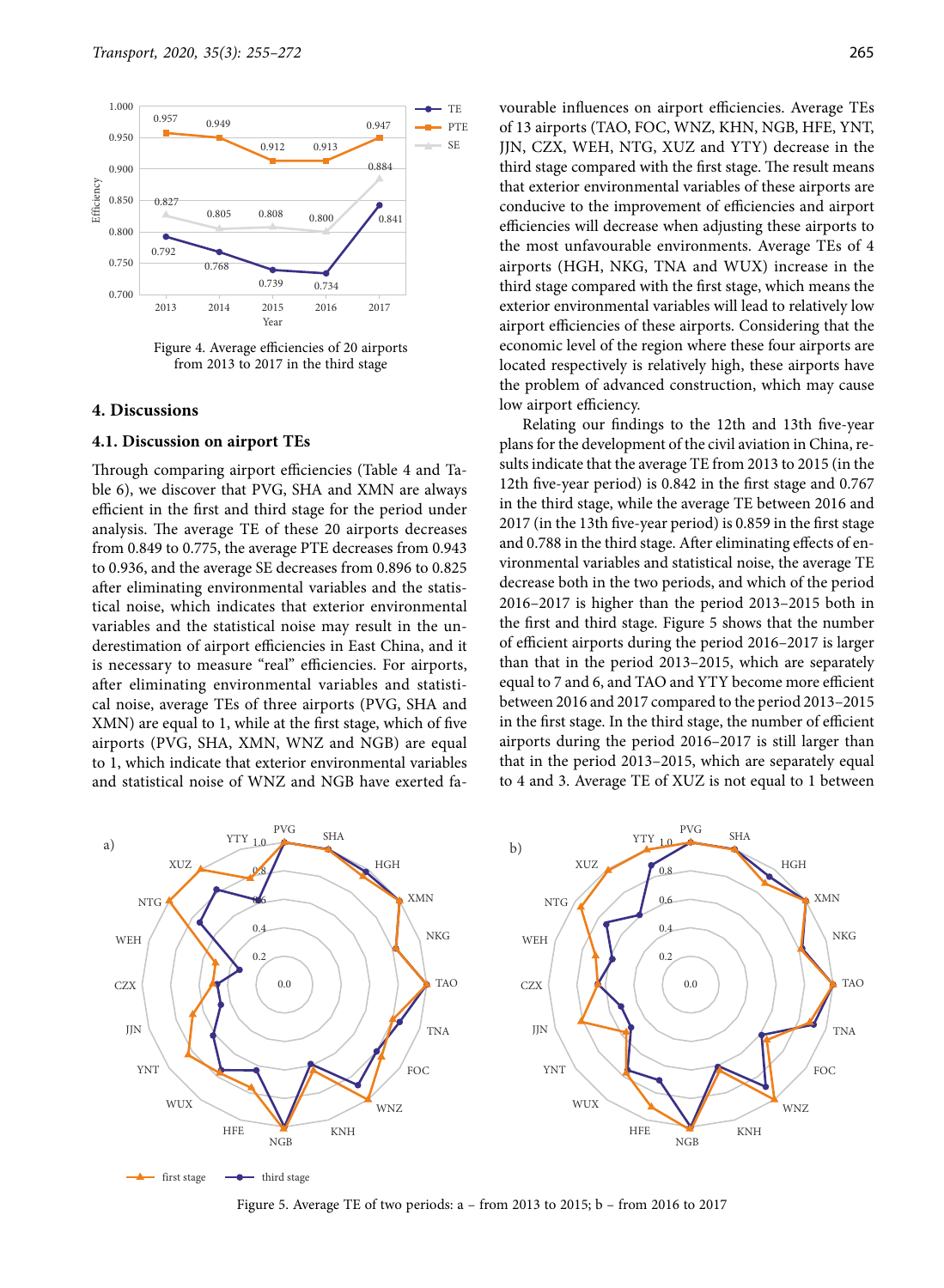Figure 4. Average efficiencies of 20 airports from 2013 to 2017 in the third stage

## 4. Discussions

### 4.1. Discussion on airport TEs

Through comparing airport efficiencies (Table 4 and Table 6), we discover that PVG, SHA and XMN are always efficient in the first and third stage for the period under analysis. The average TE of these 20 airports decreases from 0.849 to 0.775, the average PTE decreases from 0.943 to 0.936, and the average SE decreases from 0.896 to 0.825 after eliminating environmental variables and the statistical noise, which indicates that exterior environmental variables and the statistical noise may result in the underestimation of airport efficiencies in East China, and it is necessary to measure "real" efficiencies. For airports, after eliminating environmental variables and statistical noise, average TEs of three airports (PVG, SHA and XMN) are equal to 1, while at the first stage, which of five airports (PVG, SHA, XMN, WNZ and NGB) are equal to 1, which indicate that exterior environmental variables and statistical noise of WNZ and NGB have exerted favourable influences on airport efficiencies. Average TEs of 13 airports (TAO, FOC, WNZ, KHN, NGB, HFE, YNT, JJN, CZX, WEH, NTG, XUZ and YTY) decrease in the third stage compared with the first stage. The result means that exterior environmental variables of these airports are conducive to the improvement of efficiencies and airport efficiencies will decrease when adjusting these airports to the most unfavourable environments. Average TEs of 4 airports (HGH, NKG, TNA and WUX) increase in the third stage compared with the first stage, which means the exterior environmental variables will lead to relatively low airport efficiencies of these airports. Considering that the economic level of the region where these four airports are located respectively is relatively high, these airports have the problem of advanced construction, which may cause low airport efficiency.

Relating our findings to the 12th and 13th five-year plans for the development of the civil aviation in China, results indicate that the average TE from 2013 to 2015 (in the 12th five-year period) is 0.842 in the first stage and 0.767 in the third stage, while the average TE between 2016 and 2017 (in the 13th five-year period) is 0.859 in the first stage and 0.788 in the third stage. After eliminating effects of environmental variables and statistical noise, the average TE decrease both in the two periods, and which of the period 2016–2017 is higher than the period 2013–2015 both in the first and third stage. Figure 5 shows that the number of efficient airports during the period 2016–2017 is larger than that in the period 2013–2015, which are separately equal to 7 and 6, and TAO and YTY become more efficient between 2016 and 2017 compared to the period 2013–2015 in the first stage. In the third stage, the number of efficient airports during the period 2016–2017 is still larger than that in the period 2013–2015, which are separately equal to 4 and 3. Average TE of XUZ is not equal to 1 between

Figure 5. Average TE of two periods: a – from 2013 to 2015; b – from 2016 to 2017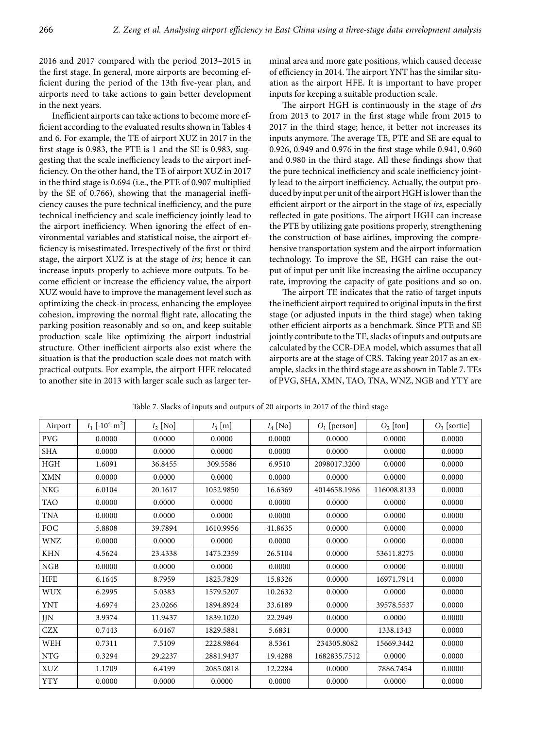2016 and 2017 compared with the period 2013–2015 in the first stage. In general, more airports are becoming efficient during the period of the 13th five-year plan, and airports need to take actions to gain better development in the next years.

Inefficient airports can take actions to become more efficient according to the evaluated results shown in Tables 4 and 6. For example, the TE of airport XUZ in 2017 in the first stage is 0.983, the PTE is 1 and the SE is 0.983, suggesting that the scale inefficiency leads to the airport inefficiency. On the other hand, the TE of airport XUZ in 2017 in the third stage is 0.694 (i.e., the PTE of 0.907 multiplied by the SE of 0.766), showing that the managerial inefficiency causes the pure technical inefficiency, and the pure technical inefficiency and scale inefficiency jointly lead to the airport inefficiency. When ignoring the effect of environmental variables and statistical noise, the airport efficiency is misestimated. Irrespectively of the first or third stage, the airport XUZ is at the stage of *irs*; hence it can increase inputs properly to achieve more outputs. To become efficient or increase the efficiency value, the airport XUZ would have to improve the management level such as optimizing the check-in process, enhancing the employee cohesion, improving the normal flight rate, allocating the parking position reasonably and so on, and keep suitable production scale like optimizing the airport industrial structure. Other inefficient airports also exist where the situation is that the production scale does not match with practical outputs. For example, the airport HFE relocated to another site in 2013 with larger scale such as larger terminal area and more gate positions, which caused decease of efficiency in 2014. The airport YNT has the similar situation as the airport HFE. It is important to have proper inputs for keeping a suitable production scale.

The airport HGH is continuously in the stage of *drs* from 2013 to 2017 in the first stage while from 2015 to 2017 in the third stage; hence, it better not increases its inputs anymore. The average TE, PTE and SE are equal to 0.926, 0.949 and 0.976 in the first stage while 0.941, 0.960 and 0.980 in the third stage. All these findings show that the pure technical inefficiency and scale inefficiency jointly lead to the airport inefficiency. Actually, the output produced by input per unit of the airport HGH is lower than the efficient airport or the airport in the stage of *irs*, especially reflected in gate positions. The airport HGH can increase the PTE by utilizing gate positions properly, strengthening the construction of base airlines, improving the comprehensive transportation system and the airport information technology. To improve the SE, HGH can raise the output of input per unit like increasing the airline occupancy rate, improving the capacity of gate positions and so on.

The airport TE indicates that the ratio of target inputs the inefficient airport required to original inputs in the first stage (or adjusted inputs in the third stage) when taking other efficient airports as a benchmark. Since PTE and SE jointly contribute to the TE, slacks of inputs and outputs are calculated by the CCR-DEA model, which assumes that all airports are at the stage of CRS. Taking year 2017 as an example, slacks in the third stage are as shown in Table 7. TEs of PVG, SHA, XMN, TAO, TNA, WNZ, NGB and YTY are

Table 7. Slacks of inputs and outputs of 20 airports in 2017 of the third stage

| Airport | $I_1$ [$\cdot 10^4$ m$^2$] | $I_2$ [No] | $I_3$ [m] | $I_4$ [No] | $O_1$ [person] | $O_2$ [ton] | $O_3$ [sortie] |
|---|---|---|---|---|---|---|---|
| PVG | 0.0000 | 0.0000 | 0.0000 | 0.0000 | 0.0000 | 0.0000 | 0.0000 |
| SHA | 0.0000 | 0.0000 | 0.0000 | 0.0000 | 0.0000 | 0.0000 | 0.0000 |
| HGH | 1.6091 | 36.8455 | 309.5586 | 6.9510 | 2098017.3200 | 0.0000 | 0.0000 |
| XMN | 0.0000 | 0.0000 | 0.0000 | 0.0000 | 0.0000 | 0.0000 | 0.0000 |
| NKG | 6.0104 | 20.1617 | 1052.9850 | 16.6369 | 4014658.1986 | 116008.8133 | 0.0000 |
| TAO | 0.0000 | 0.0000 | 0.0000 | 0.0000 | 0.0000 | 0.0000 | 0.0000 |
| TNA | 0.0000 | 0.0000 | 0.0000 | 0.0000 | 0.0000 | 0.0000 | 0.0000 |
| FOC | 5.8808 | 39.7894 | 1610.9956 | 41.8635 | 0.0000 | 0.0000 | 0.0000 |
| WNZ | 0.0000 | 0.0000 | 0.0000 | 0.0000 | 0.0000 | 0.0000 | 0.0000 |
| KHN | 4.5624 | 23.4338 | 1475.2359 | 26.5104 | 0.0000 | 53611.8275 | 0.0000 |
| NGB | 0.0000 | 0.0000 | 0.0000 | 0.0000 | 0.0000 | 0.0000 | 0.0000 |
| HFE | 6.1645 | 8.7959 | 1825.7829 | 15.8326 | 0.0000 | 16971.7914 | 0.0000 |
| WUX | 6.2995 | 5.0383 | 1579.5207 | 10.2632 | 0.0000 | 0.0000 | 0.0000 |
| YNT | 4.6974 | 23.0266 | 1894.8924 | 33.6189 | 0.0000 | 39578.5537 | 0.0000 |
| JJN | 3.9374 | 11.9437 | 1839.1020 | 22.2949 | 0.0000 | 0.0000 | 0.0000 |
| CZX | 0.7443 | 6.0167 | 1829.5881 | 5.6831 | 0.0000 | 1338.1343 | 0.0000 |
| WEH | 0.7311 | 7.5109 | 2228.9864 | 8.5361 | 234305.8082 | 15669.3442 | 0.0000 |
| NTG | 0.3294 | 29.2237 | 2881.9437 | 19.4288 | 1682835.7512 | 0.0000 | 0.0000 |
| XUZ | 1.1709 | 6.4199 | 2085.0818 | 12.2284 | 0.0000 | 7886.7454 | 0.0000 |
| YTY | 0.0000 | 0.0000 | 0.0000 | 0.0000 | 0.0000 | 0.0000 | 0.0000 |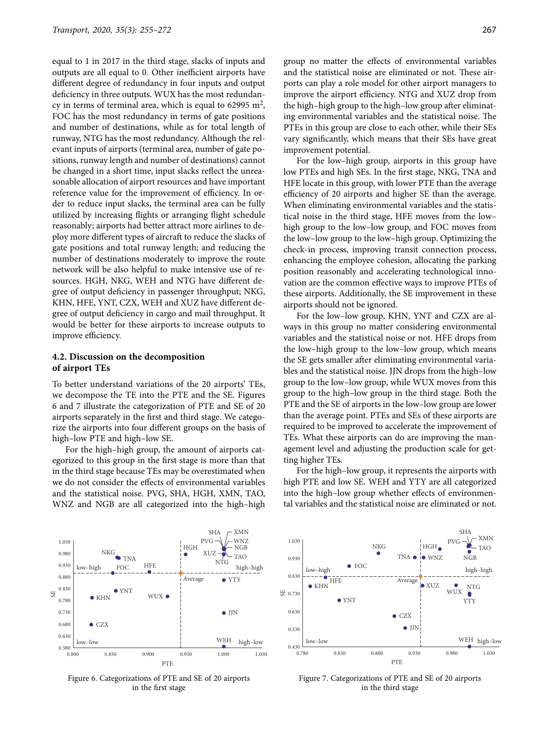equal to 1 in 2017 in the third stage, slacks of inputs and outputs are all equal to 0. Other inefficient airports have different degree of redundancy in four inputs and output deficiency in three outputs. WUX has the most redundancy in terms of terminal area, which is equal to 62995 m$^2$, FOC has the most redundancy in terms of gate positions and number of destinations, while as for total length of runway, NTG has the most redundancy. Although the relevant inputs of airports (terminal area, number of gate positions, runway length and number of destinations) cannot be changed in a short time, input slacks reflect the unreasonable allocation of airport resources and have important reference value for the improvement of efficiency. In order to reduce input slacks, the terminal area can be fully utilized by increasing flights or arranging flight schedule reasonably; airports had better attract more airlines to deploy more different types of aircraft to reduce the slacks of gate positions and total runway length; and reducing the number of destinations moderately to improve the route network will be also helpful to make intensive use of resources. HGH, NKG, WEH and NTG have different degree of output deficiency in passenger throughput; NKG, KHN, HFE, YNT, CZX, WEH and XUZ have different degree of output deficiency in cargo and mail throughput. It would be better for these airports to increase outputs to improve efficiency.

### 4.2. Discussion on the decomposition of airport TEs

To better understand variations of the 20 airports' TEs, we decompose the TE into the PTE and the SE. Figures 6 and 7 illustrate the categorization of PTE and SE of 20 airports separately in the first and third stage. We categorize the airports into four different groups on the basis of high–low PTE and high–low SE.

For the high–high group, the amount of airports categorized to this group in the first stage is more than that in the third stage because TEs may be overestimated when we do not consider the effects of environmental variables and the statistical noise. PVG, SHA, HGH, XMN, TAO, WNZ and NGB are all categorized into the high–high group no matter the effects of environmental variables and the statistical noise are eliminated or not. These airports can play a role model for other airport managers to improve the airport efficiency. NTG and XUZ drop from the high–high group to the high–low group after eliminating environmental variables and the statistical noise. The PTEs in this group are close to each other, while their SEs vary significantly, which means that their SEs have great improvement potential.

For the low–high group, airports in this group have low PTEs and high SEs. In the first stage, NKG, TNA and HFE locate in this group, with lower PTE than the average efficiency of 20 airports and higher SE than the average. When eliminating environmental variables and the statistical noise in the third stage, HFE moves from the low–high group to the low–low group, and FOC moves from the low–low group to the low–high group. Optimizing the check-in process, improving transit connection process, enhancing the employee cohesion, allocating the parking position reasonably and accelerating technological innovation are the common effective ways to improve PTEs of these airports. Additionally, the SE improvement in these airports should not be ignored.

For the low–low group, KHN, YNT and CZX are always in this group no matter considering environmental variables and the statistical noise or not. HFE drops from the low–high group to the low–low group, which means the SE gets smaller after eliminating environmental variables and the statistical noise. JJN drops from the high–low group to the low–low group, while WUX moves from this group to the high–low group in the third stage. Both the PTE and the SE of airports in the low–low group are lower than the average point. PTEs and SEs of these airports are required to be improved to accelerate the improvement of TEs. What these airports can do are improving the management level and adjusting the production scale for getting higher TEs.

For the high–low group, it represents the airports with high PTE and low SE. WEH and YTY are all categorized into the high–low group whether effects of environmental variables and the statistical noise are eliminated or not.

Figure 6. Categorizations of PTE and SE of 20 airports in the first stage

Figure 7. Categorizations of PTE and SE of 20 airports in the third stage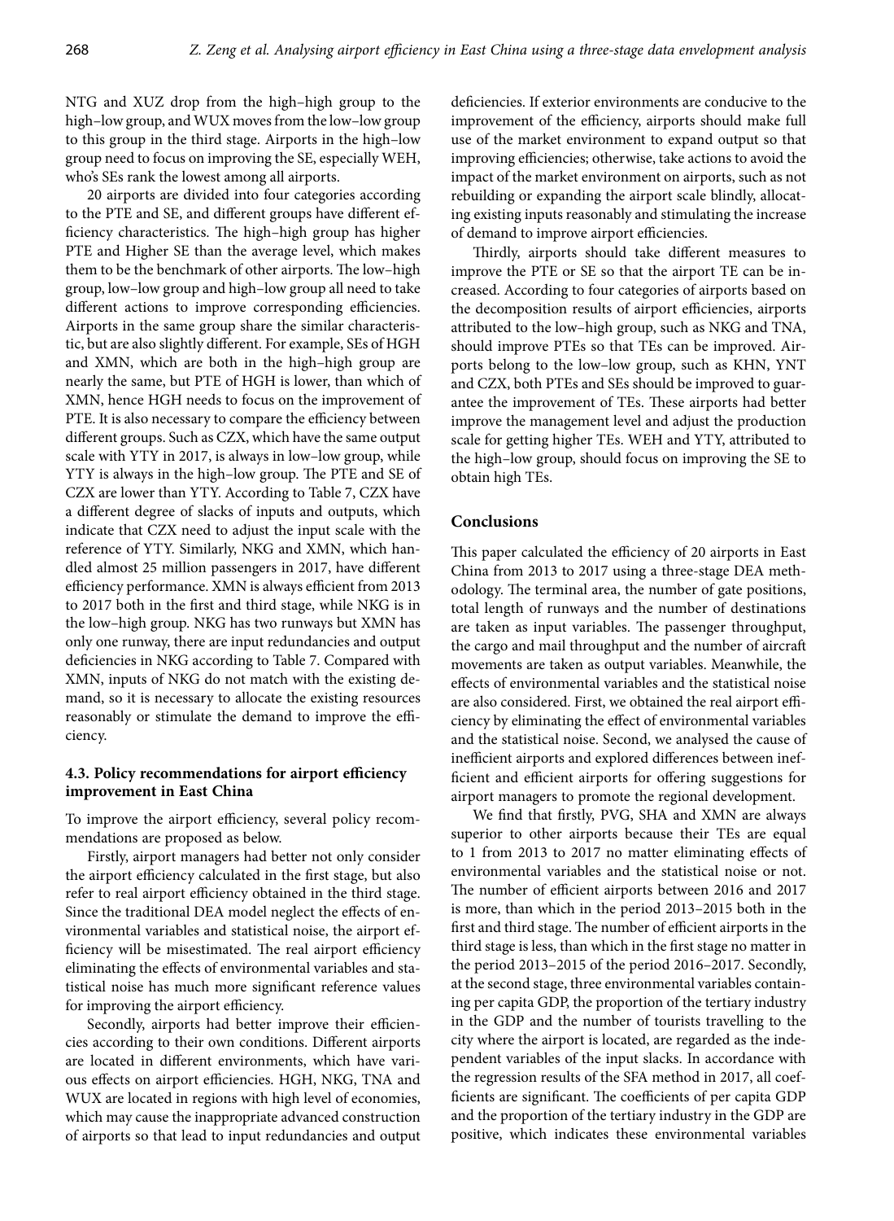NTG and XUZ drop from the high–high group to the high–low group, and WUX moves from the low–low group to this group in the third stage. Airports in the high–low group need to focus on improving the SE, especially WEH, who's SEs rank the lowest among all airports.

20 airports are divided into four categories according to the PTE and SE, and different groups have different efficiency characteristics. The high–high group has higher PTE and Higher SE than the average level, which makes them to be the benchmark of other airports. The low–high group, low–low group and high–low group all need to take different actions to improve corresponding efficiencies. Airports in the same group share the similar characteristic, but are also slightly different. For example, SEs of HGH and XMN, which are both in the high–high group are nearly the same, but PTE of HGH is lower, than which of XMN, hence HGH needs to focus on the improvement of PTE. It is also necessary to compare the efficiency between different groups. Such as CZX, which have the same output scale with YTY in 2017, is always in low–low group, while YTY is always in the high–low group. The PTE and SE of CZX are lower than YTY. According to Table 7, CZX have a different degree of slacks of inputs and outputs, which indicate that CZX need to adjust the input scale with the reference of YTY. Similarly, NKG and XMN, which handled almost 25 million passengers in 2017, have different efficiency performance. XMN is always efficient from 2013 to 2017 both in the first and third stage, while NKG is in the low–high group. NKG has two runways but XMN has only one runway, there are input redundancies and output deficiencies in NKG according to Table 7. Compared with XMN, inputs of NKG do not match with the existing demand, so it is necessary to allocate the existing resources reasonably or stimulate the demand to improve the efficiency.

### 4.3. Policy recommendations for airport efficiency improvement in East China

To improve the airport efficiency, several policy recommendations are proposed as below.

Firstly, airport managers had better not only consider the airport efficiency calculated in the first stage, but also refer to real airport efficiency obtained in the third stage. Since the traditional DEA model neglect the effects of environmental variables and statistical noise, the airport efficiency will be misestimated. The real airport efficiency eliminating the effects of environmental variables and statistical noise has much more significant reference values for improving the airport efficiency.

Secondly, airports had better improve their efficiencies according to their own conditions. Different airports are located in different environments, which have various effects on airport efficiencies. HGH, NKG, TNA and WUX are located in regions with high level of economies, which may cause the inappropriate advanced construction of airports so that lead to input redundancies and output deficiencies. If exterior environments are conducive to the improvement of the efficiency, airports should make full use of the market environment to expand output so that improving efficiencies; otherwise, take actions to avoid the impact of the market environment on airports, such as not rebuilding or expanding the airport scale blindly, allocating existing inputs reasonably and stimulating the increase of demand to improve airport efficiencies.

Thirdly, airports should take different measures to improve the PTE or SE so that the airport TE can be increased. According to four categories of airports based on the decomposition results of airport efficiencies, airports attributed to the low–high group, such as NKG and TNA, should improve PTEs so that TEs can be improved. Airports belong to the low–low group, such as KHN, YNT and CZX, both PTEs and SEs should be improved to guarantee the improvement of TEs. These airports had better improve the management level and adjust the production scale for getting higher TEs. WEH and YTY, attributed to the high–low group, should focus on improving the SE to obtain high TEs.

## Conclusions

This paper calculated the efficiency of 20 airports in East China from 2013 to 2017 using a three-stage DEA methodology. The terminal area, the number of gate positions, total length of runways and the number of destinations are taken as input variables. The passenger throughput, the cargo and mail throughput and the number of aircraft movements are taken as output variables. Meanwhile, the effects of environmental variables and the statistical noise are also considered. First, we obtained the real airport efficiency by eliminating the effect of environmental variables and the statistical noise. Second, we analysed the cause of inefficient airports and explored differences between inefficient and efficient airports for offering suggestions for airport managers to promote the regional development.

We find that firstly, PVG, SHA and XMN are always superior to other airports because their TEs are equal to 1 from 2013 to 2017 no matter eliminating effects of environmental variables and the statistical noise or not. The number of efficient airports between 2016 and 2017 is more, than which in the period 2013–2015 both in the first and third stage. The number of efficient airports in the third stage is less, than which in the first stage no matter in the period 2013–2015 of the period 2016–2017. Secondly, at the second stage, three environmental variables containing per capita GDP, the proportion of the tertiary industry in the GDP and the number of tourists travelling to the city where the airport is located, are regarded as the independent variables of the input slacks. In accordance with the regression results of the SFA method in 2017, all coefficients are significant. The coefficients of per capita GDP and the proportion of the tertiary industry in the GDP are positive, which indicates these environmental variables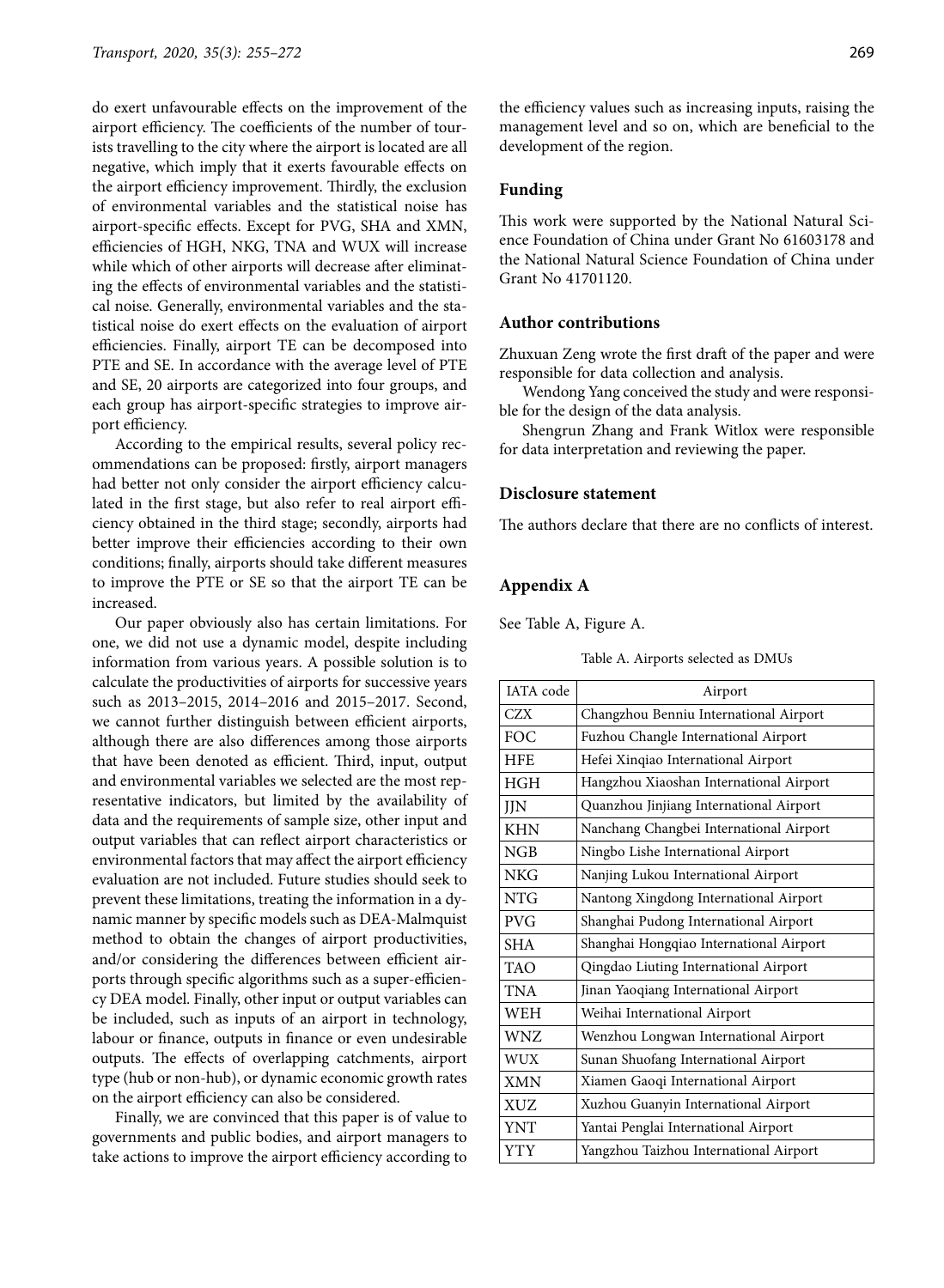do exert unfavourable effects on the improvement of the airport efficiency. The coefficients of the number of tourists travelling to the city where the airport is located are all negative, which imply that it exerts favourable effects on the airport efficiency improvement. Thirdly, the exclusion of environmental variables and the statistical noise has airport-specific effects. Except for PVG, SHA and XMN, efficiencies of HGH, NKG, TNA and WUX will increase while which of other airports will decrease after eliminating the effects of environmental variables and the statistical noise. Generally, environmental variables and the statistical noise do exert effects on the evaluation of airport efficiencies. Finally, airport TE can be decomposed into PTE and SE. In accordance with the average level of PTE and SE, 20 airports are categorized into four groups, and each group has airport-specific strategies to improve airport efficiency.

According to the empirical results, several policy recommendations can be proposed: firstly, airport managers had better not only consider the airport efficiency calculated in the first stage, but also refer to real airport efficiency obtained in the third stage; secondly, airports had better improve their efficiencies according to their own conditions; finally, airports should take different measures to improve the PTE or SE so that the airport TE can be increased.

Our paper obviously also has certain limitations. For one, we did not use a dynamic model, despite including information from various years. A possible solution is to calculate the productivities of airports for successive years such as 2013–2015, 2014–2016 and 2015–2017. Second, we cannot further distinguish between efficient airports, although there are also differences among those airports that have been denoted as efficient. Third, input, output and environmental variables we selected are the most representative indicators, but limited by the availability of data and the requirements of sample size, other input and output variables that can reflect airport characteristics or environmental factors that may affect the airport efficiency evaluation are not included. Future studies should seek to prevent these limitations, treating the information in a dynamic manner by specific models such as DEA-Malmquist method to obtain the changes of airport productivities, and/or considering the differences between efficient airports through specific algorithms such as a super-efficiency DEA model. Finally, other input or output variables can be included, such as inputs of an airport in technology, labour or finance, outputs in finance or even undesirable outputs. The effects of overlapping catchments, airport type (hub or non-hub), or dynamic economic growth rates on the airport efficiency can also be considered.

Finally, we are convinced that this paper is of value to governments and public bodies, and airport managers to take actions to improve the airport efficiency according to the efficiency values such as increasing inputs, raising the management level and so on, which are beneficial to the development of the region.

## Funding

This work were supported by the National Natural Science Foundation of China under Grant No 61603178 and the National Natural Science Foundation of China under Grant No 41701120.

## Author contributions

Zhuxuan Zeng wrote the first draft of the paper and were responsible for data collection and analysis.

Wendong Yang conceived the study and were responsible for the design of the data analysis.

Shengrun Zhang and Frank Witlox were responsible for data interpretation and reviewing the paper.

## Disclosure statement

The authors declare that there are no conflicts of interest.

## Appendix A

See Table A, Figure A.

Table A. Airports selected as DMUs

| IATA code | Airport |
|---|---|
| CZX | Changzhou Benniu International Airport |
| FOC | Fuzhou Changle International Airport |
| HFE | Hefei Xinqiao International Airport |
| HGH | Hangzhou Xiaoshan International Airport |
| JJN | Quanzhou Jinjiang International Airport |
| KHN | Nanchang Changbei International Airport |
| NGB | Ningbo Lishe International Airport |
| NKG | Nanjing Lukou International Airport |
| NTG | Nantong Xingdong International Airport |
| PVG | Shanghai Pudong International Airport |
| SHA | Shanghai Hongqiao International Airport |
| TAO | Qingdao Liuting International Airport |
| TNA | Jinan Yaoqiang International Airport |
| WEH | Weihai International Airport |
| WNZ | Wenzhou Longwan International Airport |
| WUX | Sunan Shuofang International Airport |
| XMN | Xiamen Gaoqi International Airport |
| XUZ | Xuzhou Guanyin International Airport |
| YNT | Yantai Penglai International Airport |
| YTY | Yangzhou Taizhou International Airport |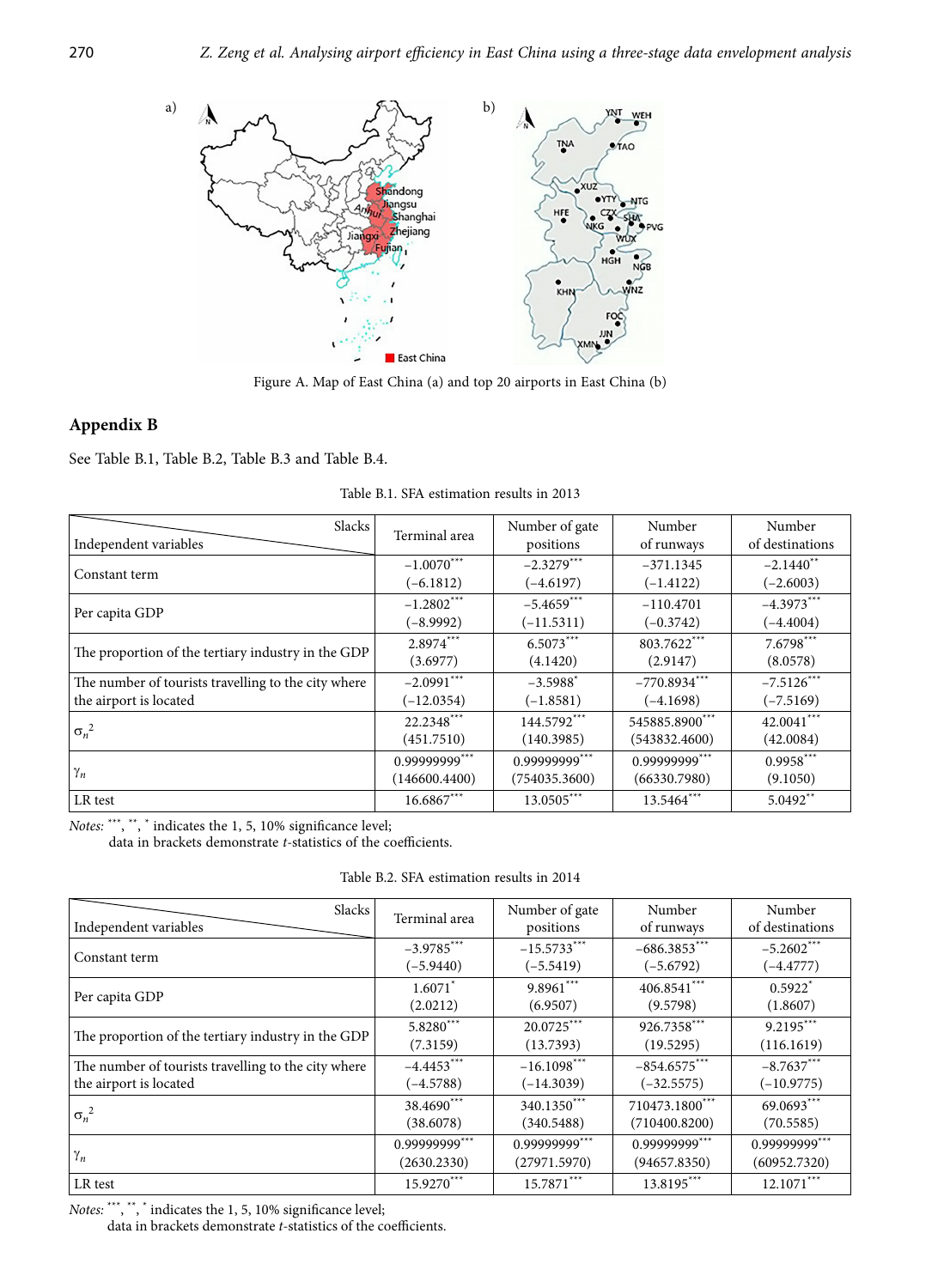Figure A. Map of East China (a) and top 20 airports in East China (b)

## Appendix B

See Table B.1, Table B.2, Table B.3 and Table B.4.

Table B.1. SFA estimation results in 2013

| Independent variables \ Slacks | Terminal area | Number of gate positions | Number of runways | Number of destinations |
|---|---|---|---|---|
| Constant term | −1.0070*** (−6.1812) | −2.3279*** (−4.6197) | −371.1345 (−1.4122) | −2.1440** (−2.6003) |
| Per capita GDP | −1.2802*** (−8.9992) | −5.4659*** (−11.5311) | −110.4701 (−0.3742) | −4.3973*** (−4.4004) |
| The proportion of the tertiary industry in the GDP | 2.8974*** (3.6977) | 6.5073*** (4.1420) | 803.7622*** (2.9147) | 7.6798*** (8.0578) |
| The number of tourists travelling to the city where the airport is located | −2.0991*** (−12.0354) | −3.5988* (−1.8581) | −770.8934*** (−4.1698) | −7.5126*** (−7.5169) |
| $\sigma_n^2$ | 22.2348*** (451.7510) | 144.5792*** (140.3985) | 545885.8900*** (543832.4600) | 42.0041*** (42.0084) |
| $\gamma_n$ | 0.99999999*** (146600.4400) | 0.99999999*** (754035.3600) | 0.99999999*** (66330.7980) | 0.9958*** (9.1050) |
| LR test | 16.6867*** | 13.0505*** | 13.5464*** | 5.0492** |

*Notes:* ***, **, * indicates the 1, 5, 10% significance level;
data in brackets demonstrate *t*-statistics of the coefficients.

Table B.2. SFA estimation results in 2014

| Independent variables \ Slacks | Terminal area | Number of gate positions | Number of runways | Number of destinations |
|---|---|---|---|---|
| Constant term | −3.9785*** (−5.9440) | −15.5733*** (−5.5419) | −686.3853*** (−5.6792) | −5.2602*** (−4.4777) |
| Per capita GDP | 1.6071* (2.0212) | 9.8961*** (6.9507) | 406.8541*** (9.5798) | 0.5922* (1.8607) |
| The proportion of the tertiary industry in the GDP | 5.8280*** (7.3159) | 20.0725*** (13.7393) | 926.7358*** (19.5295) | 9.2195*** (116.1619) |
| The number of tourists travelling to the city where the airport is located | −4.4453*** (−4.5788) | −16.1098*** (−14.3039) | −854.6575*** (−32.5575) | −8.7637*** (−10.9775) |
| $\sigma_n^2$ | 38.4690*** (38.6078) | 340.1350*** (340.5488) | 710473.1800*** (710400.8200) | 69.0693*** (70.5585) |
| $\gamma_n$ | 0.99999999*** (2630.2330) | 0.99999999*** (27971.5970) | 0.99999999*** (94657.8350) | 0.99999999*** (60952.7320) |
| LR test | 15.9270*** | 15.7871*** | 13.8195*** | 12.1071*** |

*Notes:* ***, **, * indicates the 1, 5, 10% significance level;
data in brackets demonstrate *t*-statistics of the coefficients.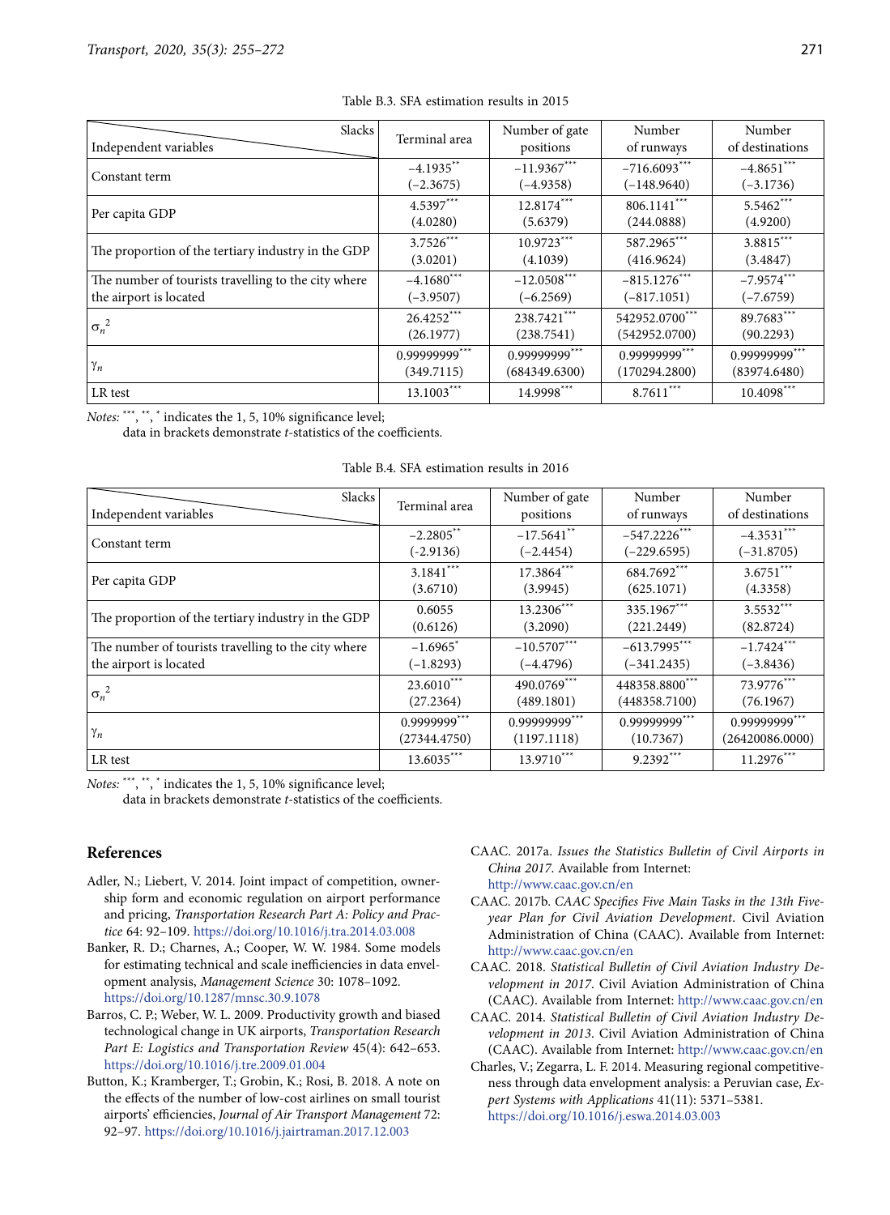Table B.3. SFA estimation results in 2015

| Independent variables \ Slacks | Terminal area | Number of gate positions | Number of runways | Number of destinations |
|---|---|---|---|---|
| Constant term | −4.1935** (−2.3675) | −11.9367*** (−4.9358) | −716.6093*** (−148.9640) | −4.8651*** (−3.1736) |
| Per capita GDP | 4.5397*** (4.0280) | 12.8174*** (5.6379) | 806.1141*** (244.0888) | 5.5462*** (4.9200) |
| The proportion of the tertiary industry in the GDP | 3.7526*** (3.0201) | 10.9723*** (4.1039) | 587.2965*** (416.9624) | 3.8815*** (3.4847) |
| The number of tourists travelling to the city where the airport is located | −4.1680*** (−3.9507) | −12.0508*** (−6.2569) | −815.1276*** (−817.1051) | −7.9574*** (−7.6759) |
| $\sigma_n^2$ | 26.4252*** (26.1977) | 238.7421*** (238.7541) | 542952.0700*** (542952.0700) | 89.7683*** (90.2293) |
| $\gamma_n$ | 0.99999999*** (349.7115) | 0.99999999*** (684349.6300) | 0.99999999*** (170294.2800) | 0.99999999*** (83974.6480) |
| LR test | 13.1003*** | 14.9998*** | 8.7611*** | 10.4098*** |

*Notes:* ***, **, * indicates the 1, 5, 10% significance level;
data in brackets demonstrate *t*-statistics of the coefficients.

Table B.4. SFA estimation results in 2016

| Independent variables \ Slacks | Terminal area | Number of gate positions | Number of runways | Number of destinations |
|---|---|---|---|---|
| Constant term | −2.2805** (-2.9136) | −17.5641** (−2.4454) | −547.2226*** (−229.6595) | −4.3531*** (−31.8705) |
| Per capita GDP | 3.1841*** (3.6710) | 17.3864*** (3.9945) | 684.7692*** (625.1071) | 3.6751*** (4.3358) |
| The proportion of the tertiary industry in the GDP | 0.6055 (0.6126) | 13.2306*** (3.2090) | 335.1967*** (221.2449) | 3.5532*** (82.8724) |
| The number of tourists travelling to the city where the airport is located | −1.6965* (−1.8293) | −10.5707*** (−4.4796) | −613.7995*** (−341.2435) | −1.7424*** (−3.8436) |
| $\sigma_n^2$ | 23.6010*** (27.2364) | 490.0769*** (489.1801) | 448358.8800*** (448358.7100) | 73.9776*** (76.1967) |
| $\gamma_n$ | 0.9999999*** (27344.4750) | 0.99999999*** (1197.1118) | 0.99999999*** (10.7367) | 0.99999999*** (26420086.0000) |
| LR test | 13.6035*** | 13.9710*** | 9.2392*** | 11.2976*** |

*Notes:* ***, **, * indicates the 1, 5, 10% significance level;
data in brackets demonstrate *t*-statistics of the coefficients.

## References

Adler, N.; Liebert, V. 2014. Joint impact of competition, ownership form and economic regulation on airport performance and pricing, *Transportation Research Part A: Policy and Practice* 64: 92–109. https://doi.org/10.1016/j.tra.2014.03.008

Banker, R. D.; Charnes, A.; Cooper, W. W. 1984. Some models for estimating technical and scale inefficiencies in data envelopment analysis, *Management Science* 30: 1078–1092. https://doi.org/10.1287/mnsc.30.9.1078

Barros, C. P.; Weber, W. L. 2009. Productivity growth and biased technological change in UK airports, *Transportation Research Part E: Logistics and Transportation Review* 45(4): 642–653. https://doi.org/10.1016/j.tre.2009.01.004

Button, K.; Kramberger, T.; Grobin, K.; Rosi, B. 2018. A note on the effects of the number of low-cost airlines on small tourist airports' efficiencies, *Journal of Air Transport Management* 72: 92–97. https://doi.org/10.1016/j.jairtraman.2017.12.003

CAAC. 2017a. *Issues the Statistics Bulletin of Civil Airports in China 2017*. Available from Internet: http://www.caac.gov.cn/en

CAAC. 2017b. *CAAC Specifies Five Main Tasks in the 13th Five-year Plan for Civil Aviation Development*. Civil Aviation Administration of China (CAAC). Available from Internet: http://www.caac.gov.cn/en

CAAC. 2018. *Statistical Bulletin of Civil Aviation Industry Development in 2017*. Civil Aviation Administration of China (CAAC). Available from Internet: http://www.caac.gov.cn/en

CAAC. 2014. *Statistical Bulletin of Civil Aviation Industry Development in 2013*. Civil Aviation Administration of China (CAAC). Available from Internet: http://www.caac.gov.cn/en

Charles, V.; Zegarra, L. F. 2014. Measuring regional competitiveness through data envelopment analysis: a Peruvian case, *Expert Systems with Applications* 41(11): 5371–5381. https://doi.org/10.1016/j.eswa.2014.03.003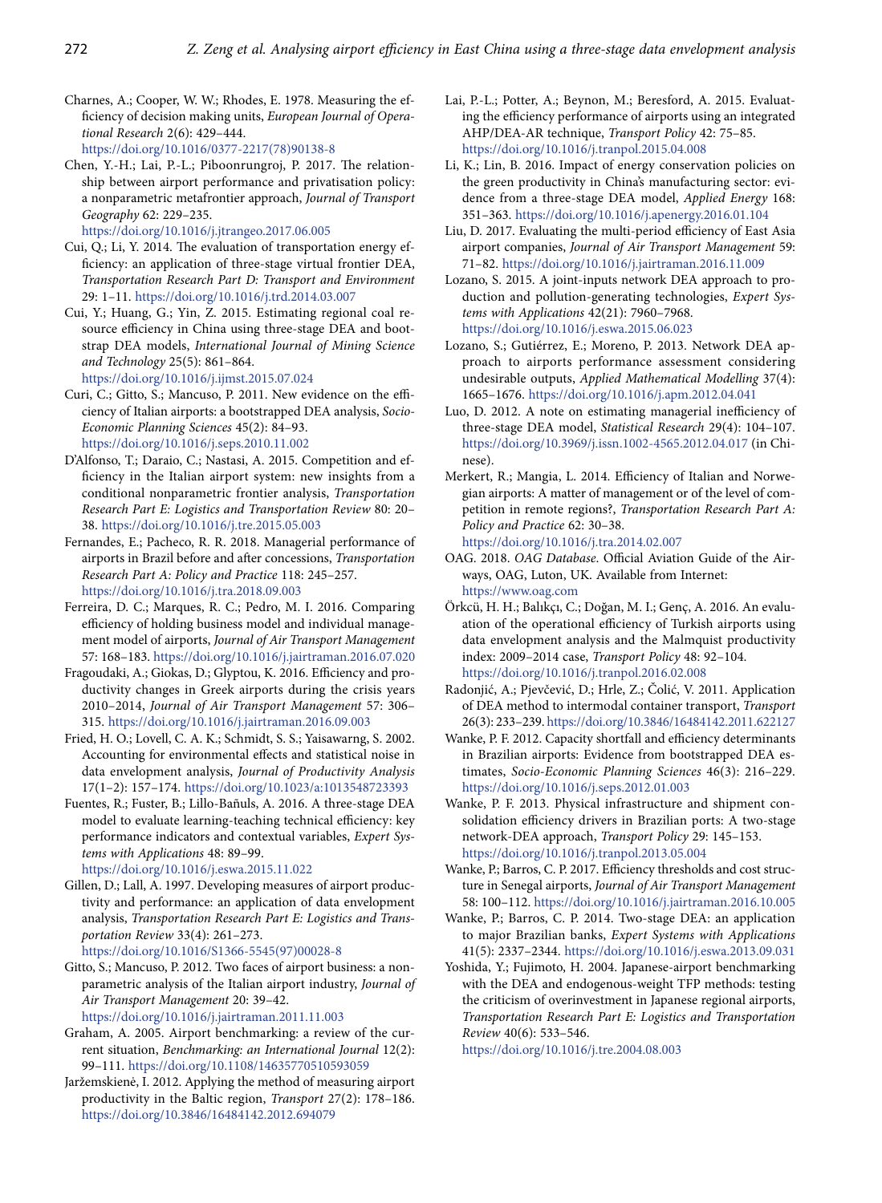Charnes, A.; Cooper, W. W.; Rhodes, E. 1978. Measuring the efficiency of decision making units, *European Journal of Operational Research* 2(6): 429–444. https://doi.org/10.1016/0377-2217(78)90138-8

Chen, Y.-H.; Lai, P.-L.; Piboonrungroj, P. 2017. The relationship between airport performance and privatisation policy: a nonparametric metafrontier approach, *Journal of Transport Geography* 62: 229–235. https://doi.org/10.1016/j.jtrangeo.2017.06.005

Cui, Q.; Li, Y. 2014. The evaluation of transportation energy efficiency: an application of three-stage virtual frontier DEA, *Transportation Research Part D: Transport and Environment* 29: 1–11. https://doi.org/10.1016/j.trd.2014.03.007

Cui, Y.; Huang, G.; Yin, Z. 2015. Estimating regional coal resource efficiency in China using three-stage DEA and bootstrap DEA models, *International Journal of Mining Science and Technology* 25(5): 861–864. https://doi.org/10.1016/j.ijmst.2015.07.024

Curi, C.; Gitto, S.; Mancuso, P. 2011. New evidence on the efficiency of Italian airports: a bootstrapped DEA analysis, *Socio-Economic Planning Sciences* 45(2): 84–93. https://doi.org/10.1016/j.seps.2010.11.002

D'Alfonso, T.; Daraio, C.; Nastasi, A. 2015. Competition and efficiency in the Italian airport system: new insights from a conditional nonparametric frontier analysis, *Transportation Research Part E: Logistics and Transportation Review* 80: 20–38. https://doi.org/10.1016/j.tre.2015.05.003

Fernandes, E.; Pacheco, R. R. 2018. Managerial performance of airports in Brazil before and after concessions, *Transportation Research Part A: Policy and Practice* 118: 245–257. https://doi.org/10.1016/j.tra.2018.09.003

Ferreira, D. C.; Marques, R. C.; Pedro, M. I. 2016. Comparing efficiency of holding business model and individual management model of airports, *Journal of Air Transport Management* 57: 168–183. https://doi.org/10.1016/j.jairtraman.2016.07.020

Fragoudaki, A.; Giokas, D.; Glyptou, K. 2016. Efficiency and productivity changes in Greek airports during the crisis years 2010–2014, *Journal of Air Transport Management* 57: 306–315. https://doi.org/10.1016/j.jairtraman.2016.09.003

Fried, H. O.; Lovell, C. A. K.; Schmidt, S. S.; Yaisawarng, S. 2002. Accounting for environmental effects and statistical noise in data envelopment analysis, *Journal of Productivity Analysis* 17(1–2): 157–174. https://doi.org/10.1023/a:1013548723393

Fuentes, R.; Fuster, B.; Lillo-Bañuls, A. 2016. A three-stage DEA model to evaluate learning-teaching technical efficiency: key performance indicators and contextual variables, *Expert Systems with Applications* 48: 89–99. https://doi.org/10.1016/j.eswa.2015.11.022

Gillen, D.; Lall, A. 1997. Developing measures of airport productivity and performance: an application of data envelopment analysis, *Transportation Research Part E: Logistics and Transportation Review* 33(4): 261–273. https://doi.org/10.1016/S1366-5545(97)00028-8

Gitto, S.; Mancuso, P. 2012. Two faces of airport business: a nonparametric analysis of the Italian airport industry, *Journal of Air Transport Management* 20: 39–42. https://doi.org/10.1016/j.jairtraman.2011.11.003

Graham, A. 2005. Airport benchmarking: a review of the current situation, *Benchmarking: an International Journal* 12(2): 99–111. https://doi.org/10.1108/14635770510593059

Jaržemskienė, I. 2012. Applying the method of measuring airport productivity in the Baltic region, *Transport* 27(2): 178–186. https://doi.org/10.3846/16484142.2012.694079

Lai, P.-L.; Potter, A.; Beynon, M.; Beresford, A. 2015. Evaluating the efficiency performance of airports using an integrated AHP/DEA-AR technique, *Transport Policy* 42: 75–85. https://doi.org/10.1016/j.tranpol.2015.04.008

Li, K.; Lin, B. 2016. Impact of energy conservation policies on the green productivity in China's manufacturing sector: evidence from a three-stage DEA model, *Applied Energy* 168: 351–363. https://doi.org/10.1016/j.apenergy.2016.01.104

Liu, D. 2017. Evaluating the multi-period efficiency of East Asia airport companies, *Journal of Air Transport Management* 59: 71–82. https://doi.org/10.1016/j.jairtraman.2016.11.009

Lozano, S. 2015. A joint-inputs network DEA approach to production and pollution-generating technologies, *Expert Systems with Applications* 42(21): 7960–7968. https://doi.org/10.1016/j.eswa.2015.06.023

Lozano, S.; Gutiérrez, E.; Moreno, P. 2013. Network DEA approach to airports performance assessment considering undesirable outputs, *Applied Mathematical Modelling* 37(4): 1665–1676. https://doi.org/10.1016/j.apm.2012.04.041

Luo, D. 2012. A note on estimating managerial inefficiency of three-stage DEA model, *Statistical Research* 29(4): 104–107. https://doi.org/10.3969/j.issn.1002-4565.2012.04.017 (in Chinese).

Merkert, R.; Mangia, L. 2014. Efficiency of Italian and Norwegian airports: A matter of management or of the level of competition in remote regions?, *Transportation Research Part A: Policy and Practice* 62: 30–38. https://doi.org/10.1016/j.tra.2014.02.007

OAG. 2018. *OAG Database*. Official Aviation Guide of the Airways, OAG, Luton, UK. Available from Internet: https://www.oag.com

Örkcü, H. H.; Balıkçı, C.; Doğan, M. I.; Genç, A. 2016. An evaluation of the operational efficiency of Turkish airports using data envelopment analysis and the Malmquist productivity index: 2009–2014 case, *Transport Policy* 48: 92–104. https://doi.org/10.1016/j.tranpol.2016.02.008

Radonjić, A.; Pjevčević, D.; Hrle, Z.; Čolić, V. 2011. Application of DEA method to intermodal container transport, *Transport* 26(3): 233–239. https://doi.org/10.3846/16484142.2011.622127

Wanke, P. F. 2012. Capacity shortfall and efficiency determinants in Brazilian airports: Evidence from bootstrapped DEA estimates, *Socio-Economic Planning Sciences* 46(3): 216–229. https://doi.org/10.1016/j.seps.2012.01.003

Wanke, P. F. 2013. Physical infrastructure and shipment consolidation efficiency drivers in Brazilian ports: A two-stage network-DEA approach, *Transport Policy* 29: 145–153. https://doi.org/10.1016/j.tranpol.2013.05.004

Wanke, P.; Barros, C. P. 2017. Efficiency thresholds and cost structure in Senegal airports, *Journal of Air Transport Management* 58: 100–112. https://doi.org/10.1016/j.jairtraman.2016.10.005

Wanke, P.; Barros, C. P. 2014. Two-stage DEA: an application to major Brazilian banks, *Expert Systems with Applications* 41(5): 2337–2344. https://doi.org/10.1016/j.eswa.2013.09.031

Yoshida, Y.; Fujimoto, H. 2004. Japanese-airport benchmarking with the DEA and endogenous-weight TFP methods: testing the criticism of overinvestment in Japanese regional airports, *Transportation Research Part E: Logistics and Transportation Review* 40(6): 533–546. https://doi.org/10.1016/j.tre.2004.08.003